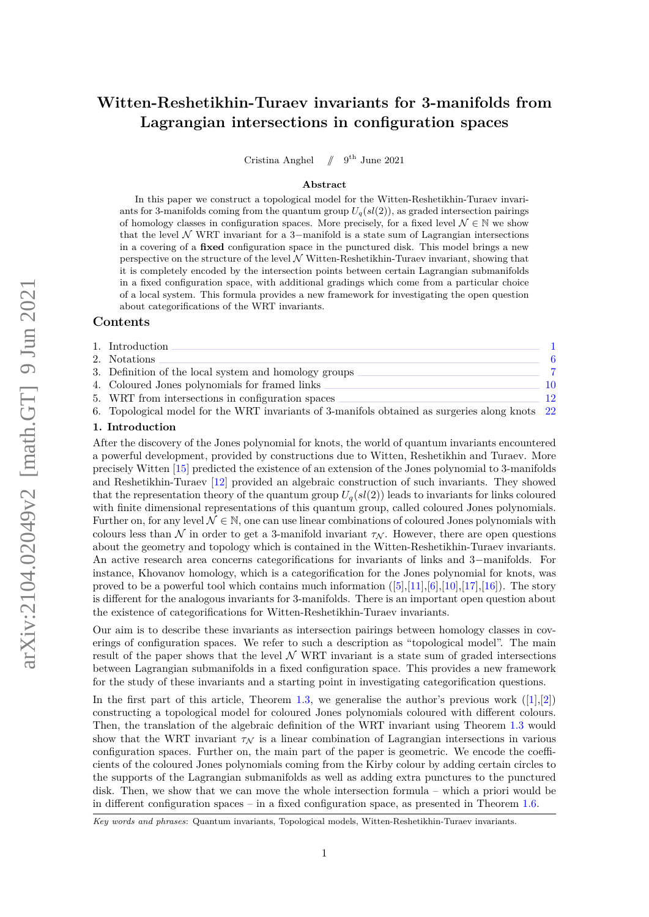# Witten-Reshetikhin-Turaev invariants for 3-manifolds from Lagrangian intersections in configuration spaces

Cristina Anghel // 9[th] June 2021

### Abstract

In this paper we construct a topological model for the Witten-Reshetikhin-Turaev invariants for 3-manifolds coming from the quantum group $U_q(sl(2))$, as graded intersection pairings of homology classes in configuration spaces. More precisely, for a fixed level $\mathcal{N} \in \mathbb{N}$ we show that the level $\mathcal{N}$ WRT invariant for a 3−manifold is a state sum of Lagrangian intersections in a covering of a **fixed** configuration space in the punctured disk. This model brings a new perspective on the structure of the level $\mathcal{N}$ Witten-Reshetikhin-Turaev invariant, showing that it is completely encoded by the intersection points between certain Lagrangian submanifolds in a fixed configuration space, with additional gradings which come from a particular choice of a local system. This formula provides a new framework for investigating the open question about categorifications of the WRT invariants.

## Contents

1. Introduction — 1
2. Notations — 6
3. Definition of the local system and homology groups — 7
4. Coloured Jones polynomials for framed links — 10
5. WRT from intersections in configuration spaces — 12
6. Topological model for the WRT invariants of 3-manifols obtained as surgeries along knots — 22

## 1. Introduction

After the discovery of the Jones polynomial for knots, the world of quantum invariants encountered a powerful development, provided by constructions due to Witten, Reshetikhin and Turaev. More precisely Witten [15] predicted the existence of an extension of the Jones polynomial to 3-manifolds and Reshetikhin-Turaev [12] provided an algebraic construction of such invariants. They showed that the representation theory of the quantum group $U_q(sl(2))$ leads to invariants for links coloured with finite dimensional representations of this quantum group, called coloured Jones polynomials. Further on, for any level $\mathcal{N} \in \mathbb{N}$, one can use linear combinations of coloured Jones polynomials with colours less than $\mathcal{N}$ in order to get a 3-manifold invariant $\tau_{\mathcal{N}}$. However, there are open questions about the geometry and topology which is contained in the Witten-Reshetikhin-Turaev invariants. An active research area concerns categorifications for invariants of links and 3−manifolds. For instance, Khovanov homology, which is a categorification for the Jones polynomial for knots, was proved to be a powerful tool which contains much information ([5],[11],[6],[10],[17],[16]). The story is different for the analogous invariants for 3-manifolds. There is an important open question about the existence of categorifications for Witten-Reshetikhin-Turaev invariants.

Our aim is to describe these invariants as intersection pairings between homology classes in coverings of configuration spaces. We refer to such a description as "topological model". The main result of the paper shows that the level $\mathcal{N}$ WRT invariant is a state sum of graded intersections between Lagrangian submanifolds in a fixed configuration space. This provides a new framework for the study of these invariants and a starting point in investigating categorification questions.

In the first part of this article, Theorem 1.3, we generalise the author's previous work ([1],[2]) constructing a topological model for coloured Jones polynomials coloured with different colours. Then, the translation of the algebraic definition of the WRT invariant using Theorem 1.3 would show that the WRT invariant $\tau_{\mathcal{N}}$ is a linear combination of Lagrangian intersections in various configuration spaces. Further on, the main part of the paper is geometric. We encode the coefficients of the coloured Jones polynomials coming from the Kirby colour by adding certain circles to the supports of the Lagrangian submanifolds as well as adding extra punctures to the punctured disk. Then, we show that we can move the whole intersection formula – which a priori would be in different configuration spaces – in a fixed configuration space, as presented in Theorem 1.6.

*Key words and phrases*: Quantum invariants, Topological models, Witten-Reshetikhin-Turaev invariants.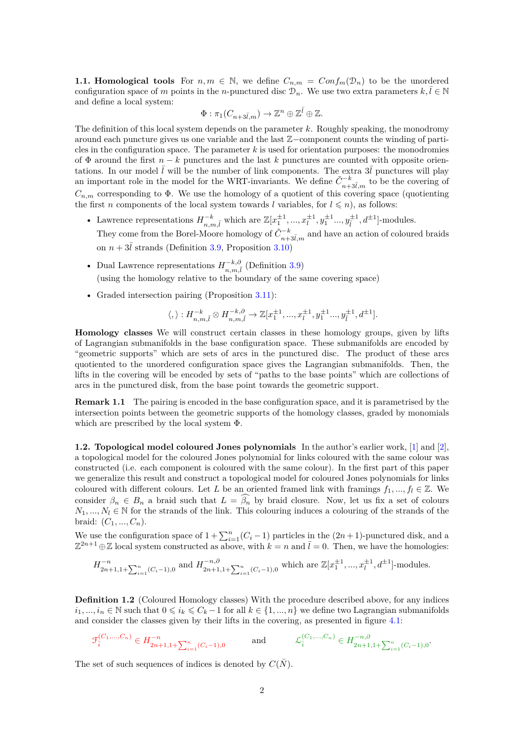**1.1. Homological tools** For $n, m \in \mathbb{N}$, we define $C_{n,m} = Conf_m(\mathcal{D}_n)$ to be the unordered configuration space of $m$ points in the $n$-punctured disc $\mathcal{D}_n$. We use two extra parameters $k, \bar{l} \in \mathbb{N}$ and define a local system:

$$\Phi : \pi_1(C_{n+3\bar{l},m}) \rightarrow \mathbb{Z}^n \oplus \mathbb{Z}^{\bar{l}} \oplus \mathbb{Z}.$$

The definition of this local system depends on the parameter $k$. Roughly speaking, the monodromy around each puncture gives us one variable and the last $\mathbb{Z}-$component counts the winding of particles in the configuration space. The parameter $k$ is used for orientation purposes: the monodromies of $\Phi$ around the first $n-k$ punctures and the last $k$ punctures are counted with opposite orientations. In our model $\bar{l}$ will be the number of link components. The extra $3\bar{l}$ punctures will play an important role in the model for the WRT-invariants. We define $\tilde{C}^{-k}_{n+3\bar{l},m}$ to be the covering of $C_{n,m}$ corresponding to $\Phi$. We use the homology of a quotient of this covering space (quotienting the first $n$ components of the local system towards $l$ variables, for $l \leqslant n$), as follows:

- Lawrence representations $H^{-k}_{n,m,\bar{l}}$ which are $\mathbb{Z}[x_1^{\pm 1}, ..., x_l^{\pm 1}, y_1^{\pm 1} ..., y_{\bar{l}}^{\pm 1}, d^{\pm 1}]$-modules. They come from the Borel-Moore homology of $\tilde{C}^{-k}_{n+3\bar{l},m}$ and have an action of coloured braids on $n+3\bar{l}$ strands (Definition 3.9, Proposition 3.10)
- Dual Lawrence representations $H^{-k,\partial}_{n,m,\bar{l}}$ (Definition 3.9) (using the homology relative to the boundary of the same covering space)
- Graded intersection pairing (Proposition 3.11):

$$\langle , \rangle : H^{-k}_{n,m,\bar{l}} \otimes H^{-k,\partial}_{n,m,\bar{l}} \rightarrow \mathbb{Z}[x_1^{\pm 1}, ..., x_l^{\pm 1}, y_1^{\pm 1} ..., y_{\bar{l}}^{\pm 1}, d^{\pm 1}].$$

**Homology classes** We will construct certain classes in these homology groups, given by lifts of Lagrangian submanifolds in the base configuration space. These submanifolds are encoded by "geometric supports" which are sets of arcs in the punctured disc. The product of these arcs quotiented to the unordered configuration space gives the Lagrangian submanifolds. Then, the lifts in the covering will be encoded by sets of "paths to the base points" which are collections of arcs in the punctured disk, from the base point towards the geometric support.

**Remark 1.1** The pairing is encoded in the base configuration space, and it is parametrised by the intersection points between the geometric supports of the homology classes, graded by monomials which are prescribed by the local system $\Phi$.

**1.2. Topological model coloured Jones polynomials** In the author's earlier work, [1] and [2], a topological model for the coloured Jones polynomial for links coloured with the same colour was constructed (i.e. each component is coloured with the same colour). In the first part of this paper we generalize this result and construct a topological model for coloured Jones polynomials for links coloured with different colours. Let $L$ be an oriented framed link with framings $f_1, ..., f_l \in \mathbb{Z}$. We consider $\beta_n \in B_n$ a braid such that $L = \widehat{\beta_n}$ by braid closure. Now, let us fix a set of colours $N_1, ..., N_l \in \mathbb{N}$ for the strands of the link. This colouring induces a colouring of the strands of the braid: $(C_1, ..., C_n)$.

We use the configuration space of $1 + \sum_{i=1}^{n}(C_i - 1)$ particles in the $(2n+1)$-punctured disk, and a $\mathbb{Z}^{2n+1} \oplus \mathbb{Z}$ local system constructed as above, with $k = n$ and $\bar{l} = 0$. Then, we have the homologies:

$$H^{-n}_{2n+1, 1+\sum_{i=1}^{n}(C_i-1), 0} \text{ and } H^{-n,\partial}_{2n+1, 1+\sum_{i=1}^{n}(C_i-1), 0} \text{ which are } \mathbb{Z}[x_1^{\pm 1}, ..., x_l^{\pm 1}, d^{\pm 1}]\text{-modules.}$$

**Definition 1.2** (Coloured Homology classes) With the procedure described above, for any indices $i_1, ..., i_n \in \mathbb{N}$ such that $0 \leqslant i_k \leqslant C_k - 1$ for all $k \in \{1, ..., n\}$ we define two Lagrangian submanifolds and consider the classes given by their lifts in the covering, as presented in figure 4.1:

$$\mathscr{F}_{\bar{i}}^{(C_1,...,C_n)} \in H^{-n}_{2n+1, 1+\sum_{i=1}^{n}(C_i-1), 0} \quad \text{ and } \quad \mathscr{L}_{\bar{i}}^{(C_1,...,C_n)} \in H^{-n,\partial}_{2n+1, 1+\sum_{i=1}^{n}(C_i-1), 0}.$$

The set of such sequences of indices is denoted by $C(\bar{N})$.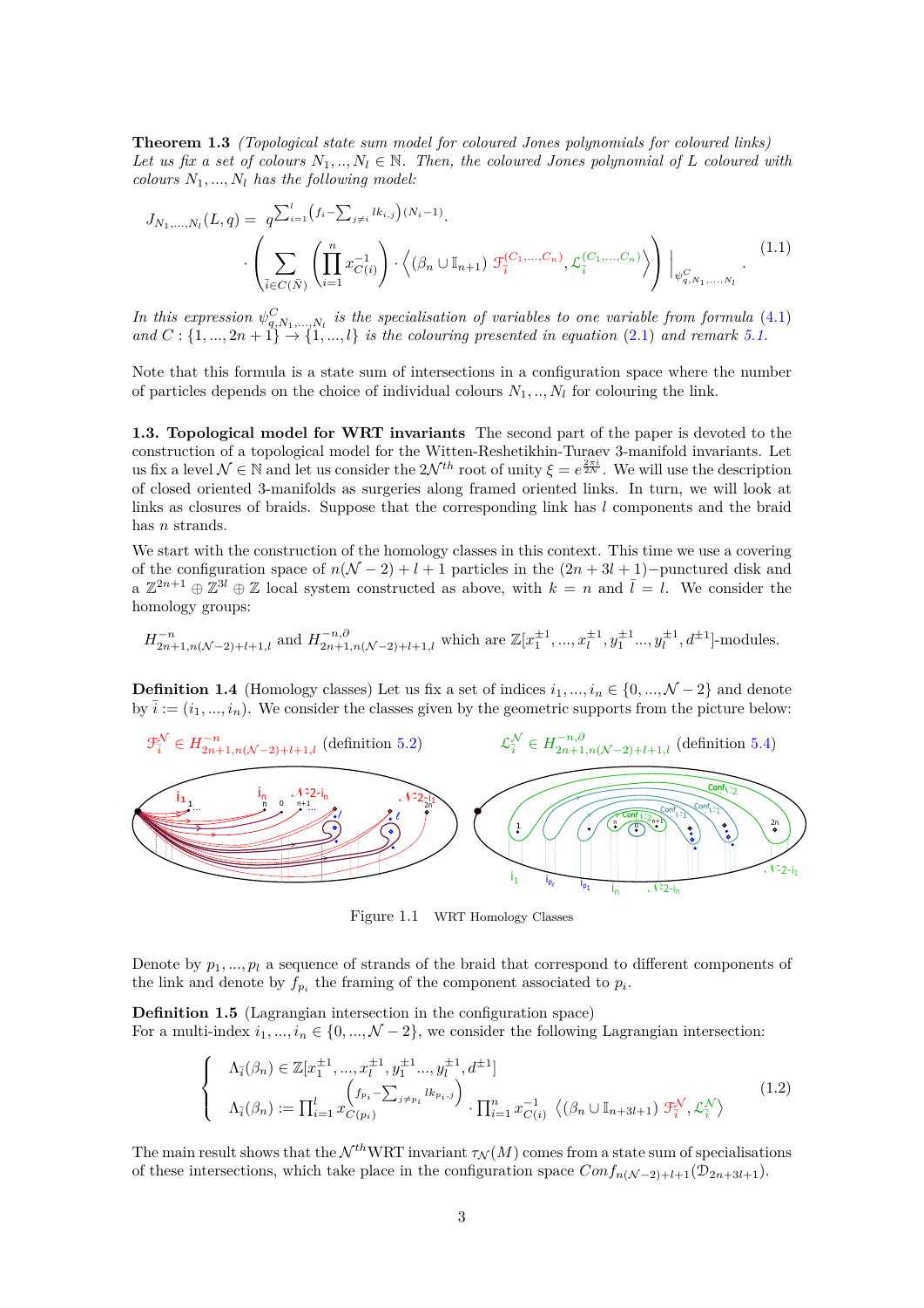**Theorem 1.3** *(Topological state sum model for coloured Jones polynomials for coloured links) Let us fix a set of colours $N_1,..,N_l \in \mathbb{N}$. Then, the coloured Jones polynomial of $L$ coloured with colours $N_1,...,N_l$ has the following model:*

$$J_{N_1,...,N_l}(L,q) = q^{\sum_{i=1}^{l}\left(f_i - \sum_{j\neq i} lk_{i,j}\right)(N_i-1)} \cdot \\ \cdot \left( \sum_{\bar{i}\in C(\bar{N})} \left( \prod_{i=1}^{n} x_{C(i)}^{-1} \right) \cdot \left\langle (\beta_n \cup \mathbb{I}_{n+1})\ \mathscr{F}_{\bar{i}}^{(C_1,...,C_n)}, \mathscr{L}_{\bar{i}}^{(C_1,...,C_n)} \right\rangle \right) \Big|_{\psi^{C}_{q,N_1,...,N_l}}. \tag{1.1}$$

*In this expression $\psi^{C}_{q,N_1,...,N_l}$ is the specialisation of variables to one variable from formula (4.1) and $C: \{1,...,2n+1\} \rightarrow \{1,...,l\}$ is the colouring presented in equation (2.1) and remark 5.1.*

Note that this formula is a state sum of intersections in a configuration space where the number of particles depends on the choice of individual colours $N_1,..,N_l$ for colouring the link.

**1.3. Topological model for WRT invariants** The second part of the paper is devoted to the construction of a topological model for the Witten-Reshetikhin-Turaev 3-manifold invariants. Let us fix a level $\mathcal{N} \in \mathbb{N}$ and let us consider the $2\mathcal{N}^{th}$ root of unity $\xi = e^{\frac{2\pi i}{2\mathcal{N}}}$. We will use the description of closed oriented 3-manifolds as surgeries along framed oriented links. In turn, we will look at links as closures of braids. Suppose that the corresponding link has $l$ components and the braid has $n$ strands.

We start with the construction of the homology classes in this context. This time we use a covering of the configuration space of $n(\mathcal{N}-2)+l+1$ particles in the $(2n+3l+1)-$punctured disk and a $\mathbb{Z}^{2n+1} \oplus \mathbb{Z}^{3l} \oplus \mathbb{Z}$ local system constructed as above, with $k=n$ and $\bar{l}=l$. We consider the homology groups:

$H^{-n}_{2n+1,n(\mathcal{N}-2)+l+1,l}$ and $H^{-n,\partial}_{2n+1,n(\mathcal{N}-2)+l+1,l}$ which are $\mathbb{Z}[x_1^{\pm1},...,x_l^{\pm1},y_1^{\pm1}...,y_l^{\pm1},d^{\pm1}]$-modules.

**Definition 1.4** (Homology classes) Let us fix a set of indices $i_1,...,i_n \in \{0,...,\mathcal{N}-2\}$ and denote by $\bar{i} := (i_1,...,i_n)$. We consider the classes given by the geometric supports from the picture below:

$\mathscr{F}_{\bar{i}}^{\mathcal{N}} \in H^{-n}_{2n+1,n(\mathcal{N}-2)+l+1,l}$ (definition 5.2) $\qquad$ $\mathscr{L}_{\bar{i}}^{\mathcal{N}} \in H^{-n,\partial}_{2n+1,n(\mathcal{N}-2)+l+1,l}$ (definition 5.4)

Figure 1.1 WRT Homology Classes

Denote by $p_1,...,p_l$ a sequence of strands of the braid that correspond to different components of the link and denote by $f_{p_i}$ the framing of the component associated to $p_i$.

**Definition 1.5** (Lagrangian intersection in the configuration space)
For a multi-index $i_1,...,i_n \in \{0,...,\mathcal{N}-2\}$, we consider the following Lagrangian intersection:

$$\begin{cases} \Lambda_{\bar{i}}(\beta_n) \in \mathbb{Z}[x_1^{\pm1},...,x_l^{\pm1},y_1^{\pm1}...,y_l^{\pm1},d^{\pm1}] \\ \Lambda_{\bar{i}}(\beta_n) := \prod_{i=1}^{l} x_{C(p_i)}^{\left(f_{p_i} - \sum_{j\neq p_i} lk_{p_i,j}\right)} \cdot \prod_{i=1}^{n} x_{C(i)}^{-1} \ \left\langle (\beta_n \cup \mathbb{I}_{n+3l+1})\ \mathscr{F}_{\bar{i}}^{\mathcal{N}}, \mathscr{L}_{\bar{i}}^{\mathcal{N}} \right\rangle \end{cases} \tag{1.2}$$

The main result shows that the $\mathcal{N}^{th}$WRT invariant $\tau_{\mathcal{N}}(M)$ comes from a state sum of specialisations of these intersections, which take place in the configuration space $Conf_{n(\mathcal{N}-2)+l+1}(\mathcal{D}_{2n+3l+1})$.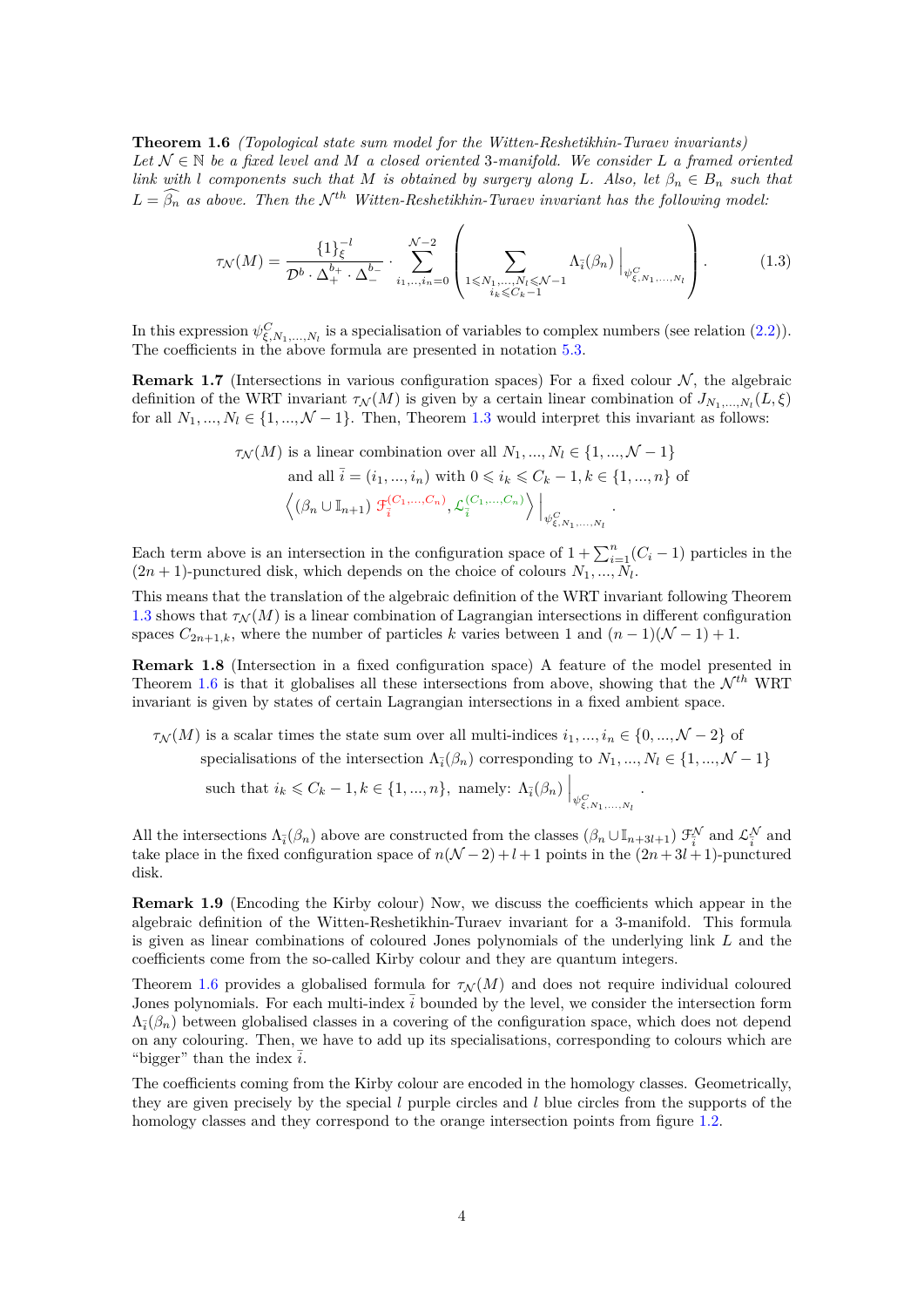**Theorem 1.6** *(Topological state sum model for the Witten-Reshetikhin-Turaev invariants) Let $\mathcal{N} \in \mathbb{N}$ be a fixed level and $M$ a closed oriented 3-manifold. We consider $L$ a framed oriented link with $l$ components such that $M$ is obtained by surgery along $L$. Also, let $\beta_n \in B_n$ such that $L = \widehat{\beta_n}$ as above. Then the $\mathcal{N}^{th}$ Witten-Reshetikhin-Turaev invariant has the following model:*

$$\tau_{\mathcal{N}}(M) = \frac{\{1\}_{\xi}^{-l}}{\mathcal{D}^b \cdot \Delta_+^{b_+} \cdot \Delta_-^{b_-}} \cdot \sum_{i_1,..,i_n=0}^{\mathcal{N}-2} \left( \sum_{\substack{1 \leqslant N_1,...,N_l \leqslant \mathcal{N}-1 \\ i_k \leqslant C_k - 1}} \Lambda_{\bar{i}}(\beta_n) \Big|_{\psi^C_{\xi,N_1,...,N_l}} \right). \tag{1.3}$$

In this expression $\psi^C_{\xi,N_1,...,N_l}$ is a specialisation of variables to complex numbers (see relation (2.2)). The coefficients in the above formula are presented in notation 5.3.

**Remark 1.7** (Intersections in various configuration spaces) For a fixed colour $\mathcal{N}$, the algebraic definition of the WRT invariant $\tau_{\mathcal{N}}(M)$ is given by a certain linear combination of $J_{N_1,...,N_l}(L,\xi)$ for all $N_1,...,N_l \in \{1,...,\mathcal{N}-1\}$. Then, Theorem 1.3 would interpret this invariant as follows:

$$\begin{aligned}
&\tau_{\mathcal{N}}(M) \text{ is a linear combination over all } N_1,...,N_l \in \{1,...,\mathcal{N}-1\} \\
&\quad \text{and all } \bar{i} = (i_1,...,i_n) \text{ with } 0 \leqslant i_k \leqslant C_k - 1, k \in \{1,...,n\} \text{ of} \\
&\quad \left\langle (\beta_n \cup \mathbb{I}_{n+1})\, \mathscr{F}_{\bar{i}}^{(C_1,...,C_n)}, \mathscr{L}_{\bar{i}}^{(C_1,...,C_n)} \right\rangle \Big|_{\psi^C_{\xi,N_1,...,N_l}}.
\end{aligned}$$

Each term above is an intersection in the configuration space of $1 + \sum_{i=1}^{n}(C_i - 1)$ particles in the $(2n+1)$-punctured disk, which depends on the choice of colours $N_1,...,N_l$.

This means that the translation of the algebraic definition of the WRT invariant following Theorem 1.3 shows that $\tau_{\mathcal{N}}(M)$ is a linear combination of Lagrangian intersections in different configuration spaces $C_{2n+1,k}$, where the number of particles $k$ varies between 1 and $(n-1)(\mathcal{N}-1)+1$.

**Remark 1.8** (Intersection in a fixed configuration space) A feature of the model presented in Theorem 1.6 is that it globalises all these intersections from above, showing that the $\mathcal{N}^{th}$ WRT invariant is given by states of certain Lagrangian intersections in a fixed ambient space.

$$\begin{aligned}
&\tau_{\mathcal{N}}(M) \text{ is a scalar times the state sum over all multi-indices } i_1,...,i_n \in \{0,...,\mathcal{N}-2\} \text{ of} \\
&\quad \text{specialisations of the intersection } \Lambda_{\bar{i}}(\beta_n) \text{ corresponding to } N_1,...,N_l \in \{1,...,\mathcal{N}-1\} \\
&\quad \text{such that } i_k \leqslant C_k - 1, k \in \{1,...,n\}, \text{ namely: } \Lambda_{\bar{i}}(\beta_n) \Big|_{\psi^C_{\xi,N_1,...,N_l}}.
\end{aligned}$$

All the intersections $\Lambda_{\bar{i}}(\beta_n)$ above are constructed from the classes $(\beta_n \cup \mathbb{I}_{n+3l+1})\, \mathscr{F}_{\bar{i}}^{\mathcal{N}}$ and $\mathscr{L}_{\bar{i}}^{\mathcal{N}}$ and take place in the fixed configuration space of $n(\mathcal{N}-2)+l+1$ points in the $(2n+3l+1)$-punctured disk.

**Remark 1.9** (Encoding the Kirby colour) Now, we discuss the coefficients which appear in the algebraic definition of the Witten-Reshetikhin-Turaev invariant for a 3-manifold. This formula is given as linear combinations of coloured Jones polynomials of the underlying link $L$ and the coefficients come from the so-called Kirby colour and they are quantum integers.

Theorem 1.6 provides a globalised formula for $\tau_{\mathcal{N}}(M)$ and does not require individual coloured Jones polynomials. For each multi-index $\bar{i}$ bounded by the level, we consider the intersection form $\Lambda_{\bar{i}}(\beta_n)$ between globalised classes in a covering of the configuration space, which does not depend on any colouring. Then, we have to add up its specialisations, corresponding to colours which are "bigger" than the index $\bar{i}$.

The coefficients coming from the Kirby colour are encoded in the homology classes. Geometrically, they are given precisely by the special $l$ purple circles and $l$ blue circles from the supports of the homology classes and they correspond to the orange intersection points from figure 1.2.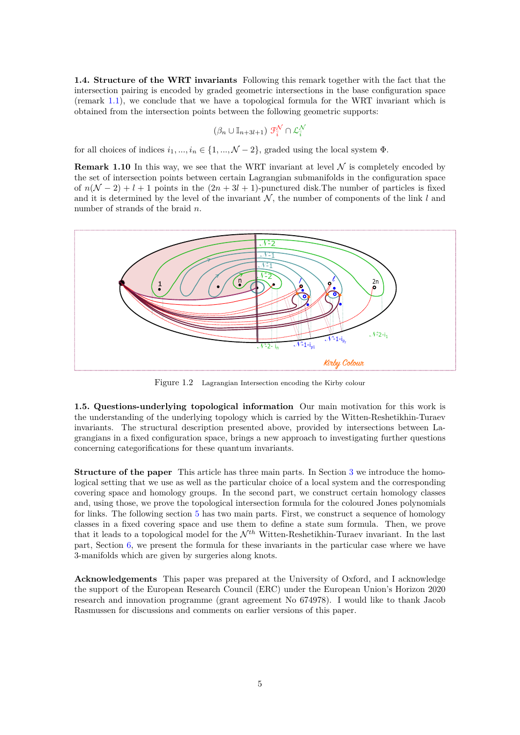**1.4. Structure of the WRT invariants** Following this remark together with the fact that the intersection pairing is encoded by graded geometric intersections in the base configuration space (remark 1.1), we conclude that we have a topological formula for the WRT invariant which is obtained from the intersection points between the following geometric supports:

$$(\beta_n \cup \mathbb{I}_{n+3l+1})\ \mathscr{F}^{\mathcal{N}}_{\bar{i}} \cap \mathscr{L}^{\mathcal{N}}_{\bar{i}}$$

for all choices of indices $i_1, ..., i_n \in \{1, ..., \mathcal{N}-2\}$, graded using the local system $\Phi$.

**Remark 1.10** In this way, we see that the WRT invariant at level $\mathcal{N}$ is completely encoded by the set of intersection points between certain Lagrangian submanifolds in the configuration space of $n(\mathcal{N}-2)+l+1$ points in the $(2n+3l+1)$-punctured disk.The number of particles is fixed and it is determined by the level of the invariant $\mathcal{N}$, the number of components of the link $l$ and number of strands of the braid $n$.

Figure 1.2 Lagrangian Intersection encoding the Kirby colour

**1.5. Questions-underlying topological information** Our main motivation for this work is the understanding of the underlying topology which is carried by the Witten-Reshetikhin-Turaev invariants. The structural description presented above, provided by intersections between Lagrangians in a fixed configuration space, brings a new approach to investigating further questions concerning categorifications for these quantum invariants.

**Structure of the paper** This article has three main parts. In Section 3 we introduce the homological setting that we use as well as the particular choice of a local system and the corresponding covering space and homology groups. In the second part, we construct certain homology classes and, using those, we prove the topological intersection formula for the coloured Jones polynomials for links. The following section 5 has two main parts. First, we construct a sequence of homology classes in a fixed covering space and use them to define a state sum formula. Then, we prove that it leads to a topological model for the $\mathcal{N}^{th}$ Witten-Reshetikhin-Turaev invariant. In the last part, Section 6, we present the formula for these invariants in the particular case where we have 3-manifolds which are given by surgeries along knots.

**Acknowledgements** This paper was prepared at the University of Oxford, and I acknowledge the support of the European Research Council (ERC) under the European Union's Horizon 2020 research and innovation programme (grant agreement No 674978). I would like to thank Jacob Rasmussen for discussions and comments on earlier versions of this paper.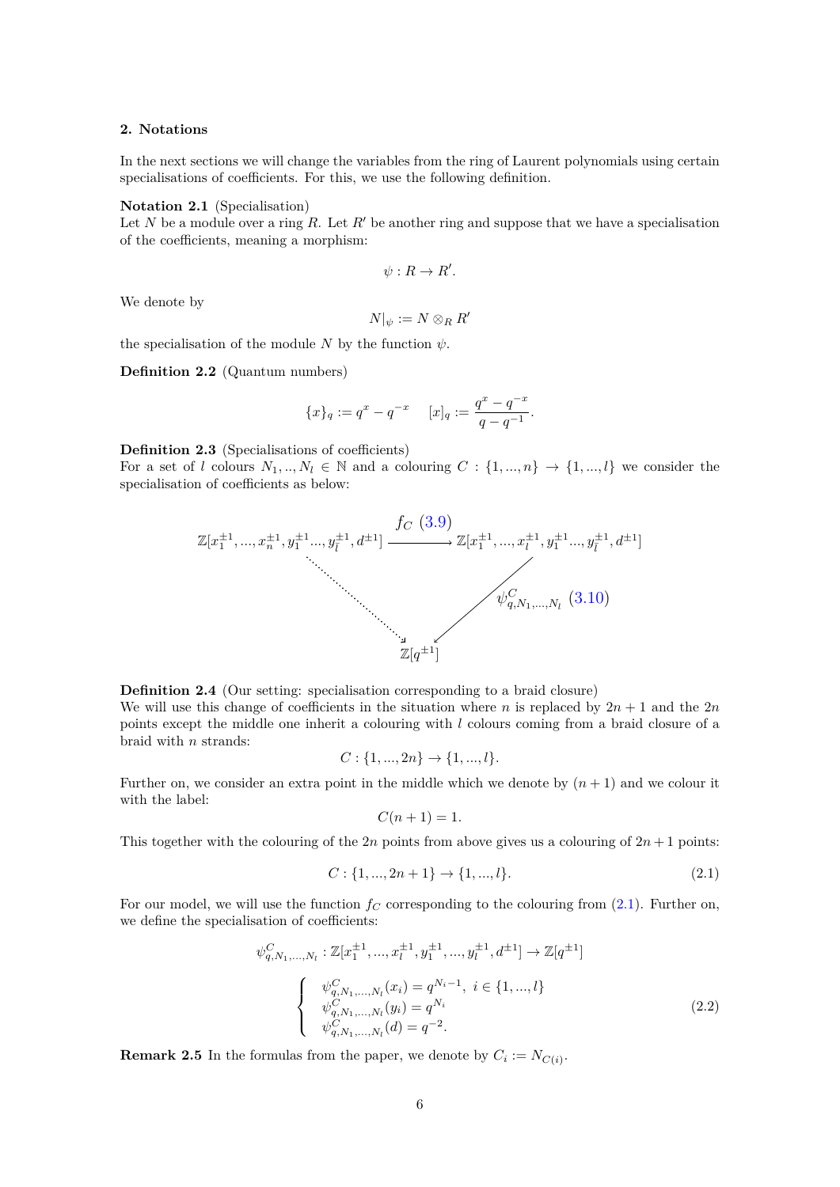## 2. Notations

In the next sections we will change the variables from the ring of Laurent polynomials using certain specialisations of coefficients. For this, we use the following definition.

**Notation 2.1** (Specialisation)
Let $N$ be a module over a ring $R$. Let $R'$ be another ring and suppose that we have a specialisation of the coefficients, meaning a morphism:

$$\psi : R \to R'.$$

We denote by

$$N|_{\psi} := N \otimes_R R'$$

the specialisation of the module $N$ by the function $\psi$.

**Definition 2.2** (Quantum numbers)

$$\{x\}_q := q^x - q^{-x} \qquad [x]_q := \frac{q^x - q^{-x}}{q - q^{-1}}.$$

**Definition 2.3** (Specialisations of coefficients)
For a set of $l$ colours $N_1, .., N_l \in \mathbb{N}$ and a colouring $C : \{1, ..., n\} \to \{1, ..., l\}$ we consider the specialisation of coefficients as below:

$$\begin{array}{ccc}
\mathbb{Z}[x_1^{\pm 1}, ..., x_n^{\pm 1}, y_1^{\pm 1} ..., y_l^{\pm 1}, d^{\pm 1}] & \xrightarrow{\ f_C \ (3.9)\ } & \mathbb{Z}[x_1^{\pm 1}, ..., x_l^{\pm 1}, y_1^{\pm 1} ..., y_l^{\pm 1}, d^{\pm 1}] \\
 & \searrow & \swarrow \ \psi^C_{q, N_1, ..., N_l} \ (3.10) \\
 & \mathbb{Z}[q^{\pm 1}] &
\end{array}$$

**Definition 2.4** (Our setting: specialisation corresponding to a braid closure)
We will use this change of coefficients in the situation where $n$ is replaced by $2n+1$ and the $2n$ points except the middle one inherit a colouring with $l$ colours coming from a braid closure of a braid with $n$ strands:

$$C : \{1, ..., 2n\} \to \{1, ..., l\}.$$

Further on, we consider an extra point in the middle which we denote by $(n+1)$ and we colour it with the label:

$$C(n+1) = 1.$$

This together with the colouring of the $2n$ points from above gives us a colouring of $2n+1$ points:

$$C : \{1, ..., 2n+1\} \to \{1, ..., l\}. \tag{2.1}$$

For our model, we will use the function $f_C$ corresponding to the colouring from (2.1). Further on, we define the specialisation of coefficients:

$$\psi^C_{q, N_1, ..., N_l} : \mathbb{Z}[x_1^{\pm 1}, ..., x_l^{\pm 1}, y_1^{\pm 1}, ..., y_l^{\pm 1}, d^{\pm 1}] \to \mathbb{Z}[q^{\pm 1}]$$

$$\begin{cases} \psi^C_{q, N_1, ..., N_l}(x_i) = q^{N_i - 1}, \ i \in \{1, ..., l\} \\ \psi^C_{q, N_1, ..., N_l}(y_i) = q^{N_i} \\ \psi^C_{q, N_1, ..., N_l}(d) = q^{-2}. \end{cases} \tag{2.2}$$

**Remark 2.5** In the formulas from the paper, we denote by $C_i := N_{C(i)}$.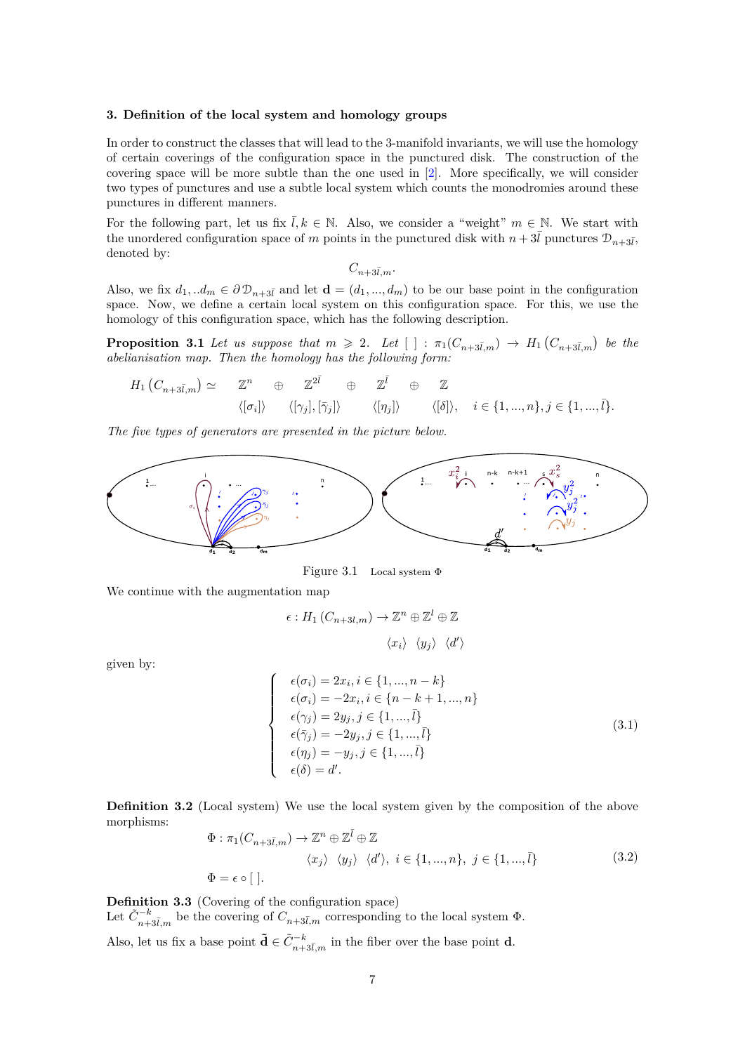### 3. Definition of the local system and homology groups

In order to construct the classes that will lead to the 3-manifold invariants, we will use the homology of certain coverings of the configuration space in the punctured disk. The construction of the covering space will be more subtle than the one used in [2]. More specifically, we will consider two types of punctures and use a subtle local system which counts the monodromies around these punctures in different manners.

For the following part, let us fix $\bar{l}, k \in \mathbb{N}$. Also, we consider a "weight" $m \in \mathbb{N}$. We start with the unordered configuration space of $m$ points in the punctured disk with $n+3\bar{l}$ punctures $\mathcal{D}_{n+3\bar{l}}$, denoted by:

$$C_{n+3\bar{l},m}.$$

Also, we fix $d_1, ..d_m \in \partial\mathcal{D}_{n+3\bar{l}}$ and let $\mathbf{d} = (d_1, ..., d_m)$ to be our base point in the configuration space. Now, we define a certain local system on this configuration space. For this, we use the homology of this configuration space, which has the following description.

**Proposition 3.1** *Let us suppose that $m \geqslant 2$. Let $[\ ] : \pi_1(C_{n+3\bar{l},m}) \to H_1\left(C_{n+3\bar{l},m}\right)$ be the abelianisation map. Then the homology has the following form:*

$$H_1\left(C_{n+3\bar{l},m}\right) \simeq \underset{\langle[\sigma_i]\rangle}{\mathbb{Z}^n} \oplus \underset{\langle[\gamma_j],[\bar{\gamma}_j]\rangle}{\mathbb{Z}^{2\bar{l}}} \oplus \underset{\langle[\eta_j]\rangle}{\mathbb{Z}^{\bar{l}}} \oplus \underset{\langle[\delta]\rangle}{\mathbb{Z}}, \quad i \in \{1, ..., n\}, j \in \{1, ..., \bar{l}\}.$$

*The five types of generators are presented in the picture below.*

Figure 3.1 Local system $\Phi$

We continue with the augmentation map

$$\epsilon : H_1\left(C_{n+3l,m}\right) \to \underset{\langle x_i\rangle}{\mathbb{Z}^n} \oplus \underset{\langle y_j\rangle}{\mathbb{Z}^l} \oplus \underset{\langle d'\rangle}{\mathbb{Z}}$$

given by:

$$\begin{cases} \epsilon(\sigma_i) = 2x_i, i \in \{1, ..., n-k\} \\ \epsilon(\sigma_i) = -2x_i, i \in \{n-k+1, ..., n\} \\ \epsilon(\gamma_j) = 2y_j, j \in \{1, ..., \bar{l}\} \\ \epsilon(\bar{\gamma}_j) = -2y_j, j \in \{1, ..., \bar{l}\} \\ \epsilon(\eta_j) = -y_j, j \in \{1, ..., \bar{l}\} \\ \epsilon(\delta) = d'. \end{cases} \tag{3.1}$$

**Definition 3.2** (Local system) We use the local system given by the composition of the above morphisms:

$$\Phi : \pi_1(C_{n+3\bar{l},m}) \to \underset{\langle x_j\rangle}{\mathbb{Z}^n} \oplus \underset{\langle y_j\rangle}{\mathbb{Z}^{\bar{l}}} \oplus \underset{\langle d'\rangle}{\mathbb{Z}}, \ i \in \{1, ..., n\}, \ j \in \{1, ..., \bar{l}\} \tag{3.2}$$

$$\Phi = \epsilon \circ [\ ].$$

**Definition 3.3** (Covering of the configuration space)
Let $\tilde{C}^{-k}_{n+3\bar{l},m}$ be the covering of $C_{n+3\bar{l},m}$ corresponding to the local system $\Phi$.

Also, let us fix a base point $\tilde{\mathbf{d}} \in \tilde{C}^{-k}_{n+3\bar{l},m}$ in the fiber over the base point $\mathbf{d}$.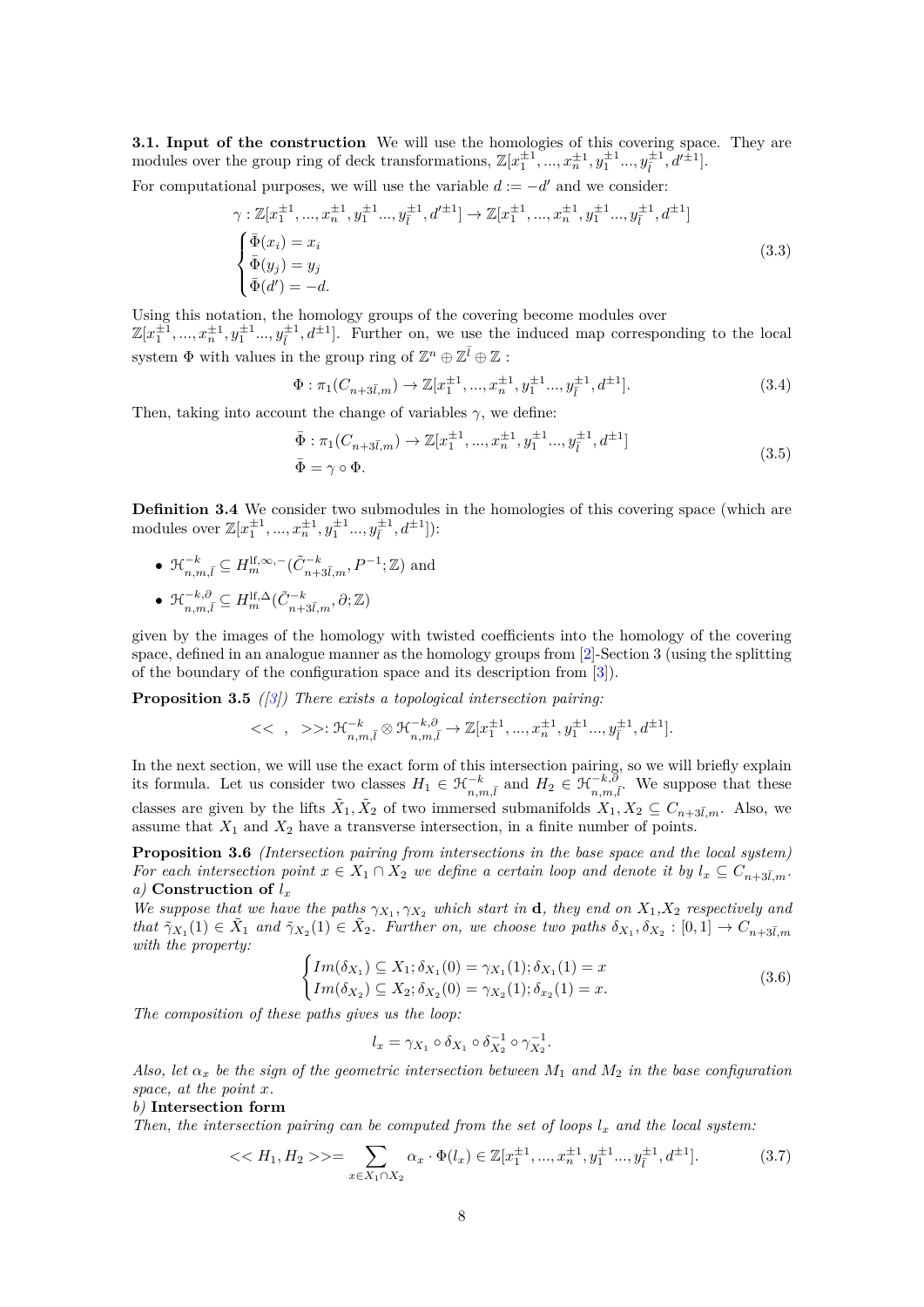**3.1. Input of the construction** We will use the homologies of this covering space. They are modules over the group ring of deck transformations, $\mathbb{Z}[x_1^{\pm 1},...,x_n^{\pm 1}, y_1^{\pm 1}...,y_{\bar{l}}^{\pm 1}, d'^{\pm 1}]$.

For computational purposes, we will use the variable $d := -d'$ and we consider:

$$\gamma : \mathbb{Z}[x_1^{\pm 1},...,x_n^{\pm 1}, y_1^{\pm 1}...,y_{\bar{l}}^{\pm 1}, d'^{\pm 1}] \to \mathbb{Z}[x_1^{\pm 1},...,x_n^{\pm 1}, y_1^{\pm 1}...,y_{\bar{l}}^{\pm 1}, d^{\pm 1}]$$
$$\begin{cases} \bar{\Phi}(x_i) = x_i \\ \bar{\Phi}(y_j) = y_j \\ \bar{\Phi}(d') = -d. \end{cases} \tag{3.3}$$

Using this notation, the homology groups of the covering become modules over $\mathbb{Z}[x_1^{\pm 1},...,x_n^{\pm 1}, y_1^{\pm 1}...,y_{\bar{l}}^{\pm 1}, d^{\pm 1}]$. Further on, we use the induced map corresponding to the local system $\Phi$ with values in the group ring of $\mathbb{Z}^n \oplus \mathbb{Z}^{\bar{l}} \oplus \mathbb{Z}$ :

$$\Phi : \pi_1(C_{n+3\bar{l},m}) \to \mathbb{Z}[x_1^{\pm 1},...,x_n^{\pm 1}, y_1^{\pm 1}...,y_{\bar{l}}^{\pm 1}, d^{\pm 1}]. \tag{3.4}$$

Then, taking into account the change of variables $\gamma$, we define:

$$\begin{aligned} &\bar{\Phi} : \pi_1(C_{n+3\bar{l},m}) \to \mathbb{Z}[x_1^{\pm 1},...,x_n^{\pm 1}, y_1^{\pm 1}...,y_{\bar{l}}^{\pm 1}, d^{\pm 1}] \\ &\bar{\Phi} = \gamma \circ \Phi. \end{aligned} \tag{3.5}$$

**Definition 3.4** We consider two submodules in the homologies of this covering space (which are modules over $\mathbb{Z}[x_1^{\pm 1},...,x_n^{\pm 1}, y_1^{\pm 1}...,y_{\bar{l}}^{\pm 1}, d^{\pm 1}]$):

- $\mathcal{H}^{-k}_{n,m,\bar{l}} \subseteq H^{\mathrm{lf},\infty,-}_m(\tilde{C}^{-k}_{n+3\bar{l},m}, P^{-1}; \mathbb{Z})$ and
- $\mathcal{H}^{-k,\partial}_{n,m,\bar{l}} \subseteq H^{\mathrm{lf},\Delta}_m(\tilde{C}^{-k}_{n+3\bar{l},m}, \partial; \mathbb{Z})$

given by the images of the homology with twisted coefficients into the homology of the covering space, defined in an analogue manner as the homology groups from [2]-Section 3 (using the splitting of the boundary of the configuration space and its description from [3]).

**Proposition 3.5** *([3]) There exists a topological intersection pairing:*

$$<< \ , \ >>: \mathcal{H}^{-k}_{n,m,\bar{l}} \otimes \mathcal{H}^{-k,\partial}_{n,m,\bar{l}} \to \mathbb{Z}[x_1^{\pm 1},...,x_n^{\pm 1}, y_1^{\pm 1}...,y_{\bar{l}}^{\pm 1}, d^{\pm 1}].$$

In the next section, we will use the exact form of this intersection pairing, so we will briefly explain its formula. Let us consider two classes $H_1 \in \mathcal{H}^{-k}_{n,m,\bar{l}}$ and $H_2 \in \mathcal{H}^{-k,\partial}_{n,m,\bar{l}}$. We suppose that these classes are given by the lifts $\tilde{X}_1, \tilde{X}_2$ of two immersed submanifolds $X_1, X_2 \subseteq C_{n+3\bar{l},m}$. Also, we assume that $X_1$ and $X_2$ have a transverse intersection, in a finite number of points.

**Proposition 3.6** *(Intersection pairing from intersections in the base space and the local system) For each intersection point $x \in X_1 \cap X_2$ we define a certain loop and denote it by $l_x \subseteq C_{n+3\bar{l},m}$.*
*a)* **Construction of** $l_x$
*We suppose that we have the paths $\gamma_{X_1}, \gamma_{X_2}$ which start in* $\mathbf{d}$*, they end on $X_1$,$X_2$ respectively and that $\tilde{\gamma}_{X_1}(1) \in \tilde{X}_1$ and $\tilde{\gamma}_{X_2}(1) \in \tilde{X}_2$. Further on, we choose two paths $\delta_{X_1}, \delta_{X_2} : [0,1] \to C_{n+3\bar{l},m}$ with the property:*

$$\begin{cases} Im(\delta_{X_1}) \subseteq X_1; \delta_{X_1}(0) = \gamma_{X_1}(1); \delta_{X_1}(1) = x \\ Im(\delta_{X_2}) \subseteq X_2; \delta_{X_2}(0) = \gamma_{X_2}(1); \delta_{x_2}(1) = x. \end{cases} \tag{3.6}$$

*The composition of these paths gives us the loop:*

$$l_x = \gamma_{X_1} \circ \delta_{X_1} \circ \delta_{X_2}^{-1} \circ \gamma_{X_2}^{-1}.$$

*Also, let $\alpha_x$ be the sign of the geometric intersection between $M_1$ and $M_2$ in the base configuration space, at the point $x$.*
*b)* **Intersection form**
*Then, the intersection pairing can be computed from the set of loops $l_x$ and the local system:*

$$<< H_1, H_2 >>= \sum_{x \in X_1 \cap X_2} \alpha_x \cdot \Phi(l_x) \in \mathbb{Z}[x_1^{\pm 1},...,x_n^{\pm 1}, y_1^{\pm 1}...,y_{\bar{l}}^{\pm 1}, d^{\pm 1}]. \tag{3.7}$$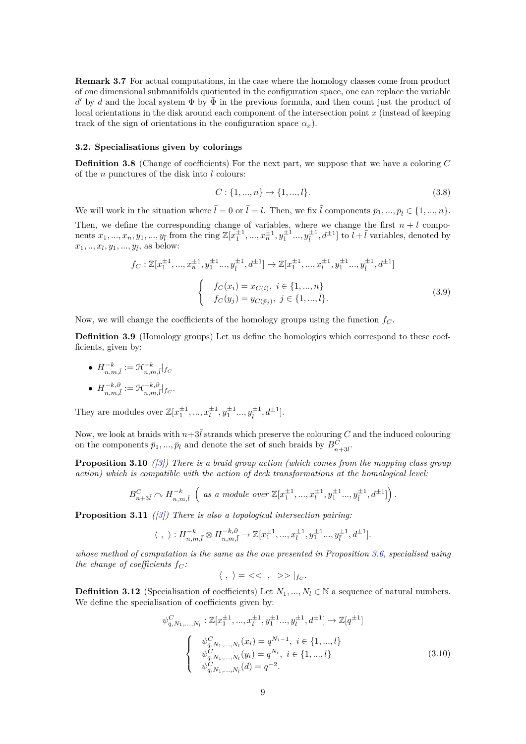**Remark 3.7** For actual computations, in the case where the homology classes come from product of one dimensional submanifolds quotiented in the configuration space, one can replace the variable $d'$ by $d$ and the local system $\Phi$ by $\tilde{\Phi}$ in the previous formula, and then count just the product of local orientations in the disk around each component of the intersection point $x$ (instead of keeping track of the sign of orientations in the configuration space $\alpha_x$).

### 3.2. Specialisations given by colorings

**Definition 3.8** (Change of coefficients) For the next part, we suppose that we have a coloring $C$ of the $n$ punctures of the disk into $l$ colours:

$$C : \{1,...,n\} \to \{1,...,l\}. \tag{3.8}$$

We will work in the situation where $\bar{l} = 0$ or $\bar{l} = l$. Then, we fix $\bar{l}$ components $\bar{p}_1,...,\bar{p}_{\bar{l}} \in \{1,...,n\}$. Then, we define the corresponding change of variables, where we change the first $n + \bar{l}$ components $x_1,...,x_n,y_1,...,y_{\bar{l}}$ from the ring $\mathbb{Z}[x_1^{\pm 1},...,x_n^{\pm 1},y_1^{\pm 1}...,y_{\bar{l}}^{\pm 1},d^{\pm 1}]$ to $l + \bar{l}$ variables, denoted by $x_1,..,x_l,y_1,...,y_{\bar{l}}$, as below:

$$f_C : \mathbb{Z}[x_1^{\pm 1},...,x_n^{\pm 1},y_1^{\pm 1}...,y_{\bar{l}}^{\pm 1},d^{\pm 1}] \to \mathbb{Z}[x_1^{\pm 1},...,x_l^{\pm 1},y_1^{\pm 1}...,y_{\bar{l}}^{\pm 1},d^{\pm 1}]$$

$$\begin{cases} f_C(x_i) = x_{C(i)}, \ i \in \{1,...,n\} \\ f_C(y_j) = y_{C(\bar{p}_j)}, \ j \in \{1,...,\bar{l}\}. \end{cases} \tag{3.9}$$

Now, we will change the coefficients of the homology groups using the function $f_C$.

**Definition 3.9** (Homology groups) Let us define the homologies which correspond to these coefficients, given by:

- $H^{-k}_{n,m,\bar{l}} := \mathcal{H}^{-k}_{n,m,\bar{l}}|_{f_C}$
- $H^{-k,\partial}_{n,m,\bar{l}} := \mathcal{H}^{-k,\partial}_{n,m,\bar{l}}|_{f_C}$.

They are modules over $\mathbb{Z}[x_1^{\pm 1},...,x_l^{\pm 1},y_1^{\pm 1}...,y_{\bar{l}}^{\pm 1},d^{\pm 1}]$.

Now, we look at braids with $n+3\bar{l}$ strands which preserve the colouring $C$ and the induced colouring on the components $\bar{p}_1,...,\bar{p}_l$ and denote the set of such braids by $B^C_{n+3\bar{l}}$.

**Proposition 3.10** *([3]) There is a braid group action (which comes from the mapping class group action) which is compatible with the action of deck transformations at the homological level:*

$$B^C_{n+3\bar{l}} \curvearrowright H^{-k}_{n,m,\bar{l}} \ \left( \text{ as a module over } \mathbb{Z}[x_1^{\pm 1},...,x_l^{\pm 1},y_1^{\pm 1}...,y_{\bar{l}}^{\pm 1},d^{\pm 1}] \right).$$

**Proposition 3.11** *([3]) There is also a topological intersection pairing:*

$$\langle \ , \ \rangle : H^{-k}_{n,m,\bar{l}} \otimes H^{-k,\partial}_{n,m,\bar{l}} \to \mathbb{Z}[x_1^{\pm 1},...,x_l^{\pm 1},y_1^{\pm 1}...,y_{\bar{l}}^{\pm 1},d^{\pm 1}].$$

*whose method of computation is the same as the one presented in Proposition 3.6, specialised using the change of coefficients $f_C$:*

$$\langle \ , \ \rangle = << \ \ , \ \ >> |_{f_C}.$$

**Definition 3.12** (Specialisation of coefficients) Let $N_1,...,N_l \in \mathbb{N}$ a sequence of natural numbers. We define the specialisation of coefficients given by:

$$\psi^C_{q,N_1,...,N_l} : \mathbb{Z}[x_1^{\pm 1},...,x_l^{\pm 1},y_1^{\pm 1}...,y_l^{\pm 1},d^{\pm 1}] \to \mathbb{Z}[q^{\pm 1}]$$

$$\begin{cases} \psi^C_{q,N_1,...,N_l}(x_i) = q^{N_i - 1}, \ i \in \{1,...,l\} \\ \psi^C_{q,N_1,...,N_l}(y_i) = q^{N_i}, \ i \in \{1,...,\bar{l}\} \\ \psi^C_{q,N_1,...,N_l}(d) = q^{-2}. \end{cases} \tag{3.10}$$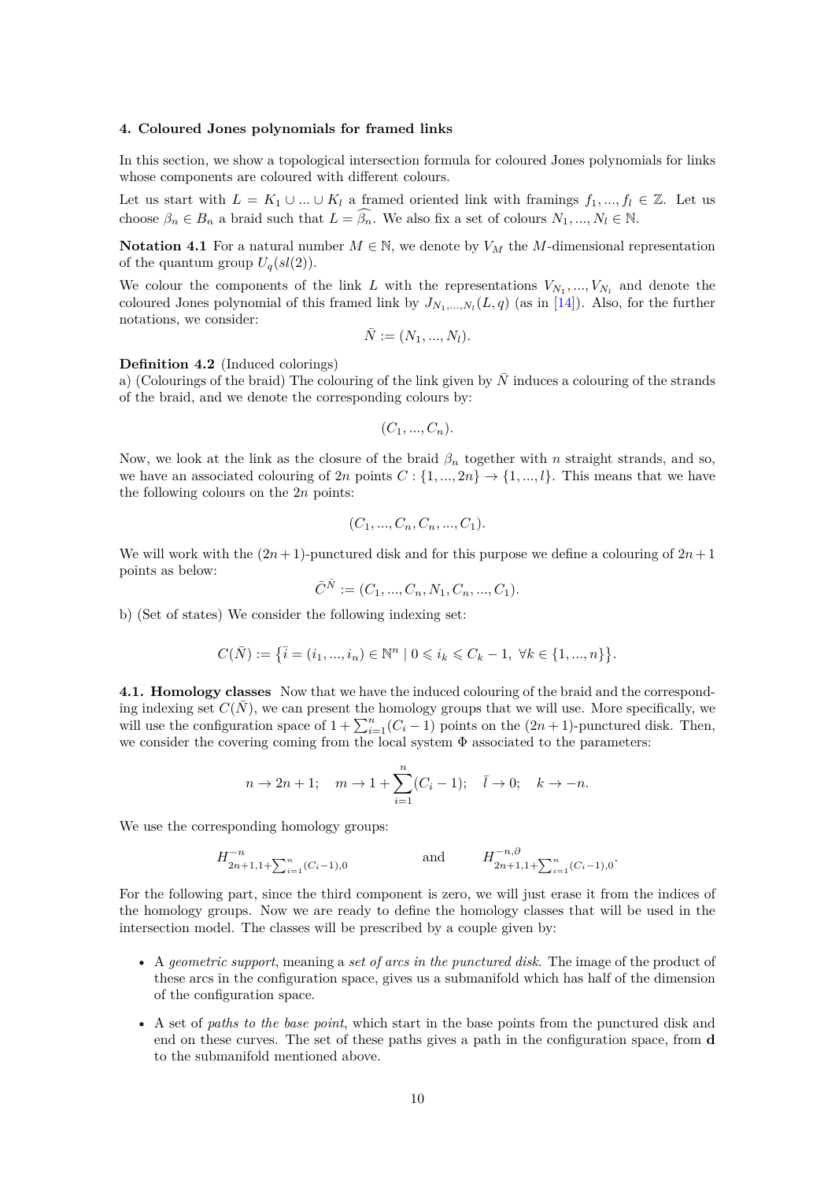### 4. Coloured Jones polynomials for framed links

In this section, we show a topological intersection formula for coloured Jones polynomials for links whose components are coloured with different colours.

Let us start with $L = K_1 \cup ... \cup K_l$ a framed oriented link with framings $f_1, ..., f_l \in \mathbb{Z}$. Let us choose $\beta_n \in B_n$ a braid such that $L = \widehat{\beta_n}$. We also fix a set of colours $N_1, ..., N_l \in \mathbb{N}$.

**Notation 4.1** For a natural number $M \in \mathbb{N}$, we denote by $V_M$ the $M$-dimensional representation of the quantum group $U_q(sl(2))$.

We colour the components of the link $L$ with the representations $V_{N_1}, ..., V_{N_l}$ and denote the coloured Jones polynomial of this framed link by $J_{N_1,...,N_l}(L, q)$ (as in [14]). Also, for the further notations, we consider:

$$\bar{N} := (N_1, ..., N_l).$$

**Definition 4.2** (Induced colorings)
a) (Colourings of the braid) The colouring of the link given by $\bar{N}$ induces a colouring of the strands of the braid, and we denote the corresponding colours by:

$$(C_1, ..., C_n).$$

Now, we look at the link as the closure of the braid $\beta_n$ together with $n$ straight strands, and so, we have an associated colouring of $2n$ points $C : \{1, ..., 2n\} \to \{1, ..., l\}$. This means that we have the following colours on the $2n$ points:

$$(C_1, ..., C_n, C_n, ..., C_1).$$

We will work with the $(2n+1)$-punctured disk and for this purpose we define a colouring of $2n+1$ points as below:

$$\bar{C}^{\bar{N}} := (C_1, ..., C_n, N_1, C_n, ..., C_1).$$

b) (Set of states) We consider the following indexing set:

$$C(\bar{N}) := \left\{ \bar{i} = (i_1, ..., i_n) \in \mathbb{N}^n \mid 0 \leqslant i_k \leqslant C_k - 1, \ \forall k \in \{1, ..., n\} \right\}.$$

**4.1. Homology classes** Now that we have the induced colouring of the braid and the corresponding indexing set $C(\bar{N})$, we can present the homology groups that we will use. More specifically, we will use the configuration space of $1 + \sum_{i=1}^{n}(C_i - 1)$ points on the $(2n+1)$-punctured disk. Then, we consider the covering coming from the local system $\Phi$ associated to the parameters:

$$n \to 2n+1; \quad m \to 1 + \sum_{i=1}^{n}(C_i - 1); \quad \bar{l} \to 0; \quad k \to -n.$$

We use the corresponding homology groups:

$$H^{-n}_{2n+1, 1+\sum_{i=1}^{n}(C_i-1), 0} \qquad \text{and} \qquad H^{-n,\partial}_{2n+1, 1+\sum_{i=1}^{n}(C_i-1), 0}.$$

For the following part, since the third component is zero, we will just erase it from the indices of the homology groups. Now we are ready to define the homology classes that will be used in the intersection model. The classes will be prescribed by a couple given by:

- A *geometric support*, meaning a *set of arcs in the punctured disk*. The image of the product of these arcs in the configuration space, gives us a submanifold which has half of the dimension of the configuration space.
- A set of *paths to the base point*, which start in the base points from the punctured disk and end on these curves. The set of these paths gives a path in the configuration space, from $\mathbf{d}$ to the submanifold mentioned above.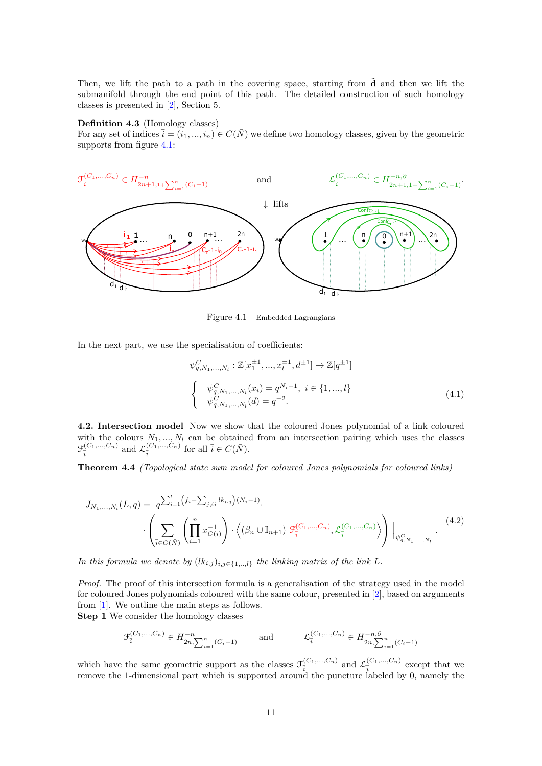Then, we lift the path to a path in the covering space, starting from $\tilde{\mathbf{d}}$ and then we lift the submanifold through the end point of this path. The detailed construction of such homology classes is presented in [2], Section 5.

**Definition 4.3** (Homology classes)
For any set of indices $\bar{i} = (i_1, ..., i_n) \in C(\bar{N})$ we define two homology classes, given by the geometric supports from figure 4.1:

$$\mathscr{F}_{\bar{i}}^{(C_1,...,C_n)} \in H^{-n}_{2n+1,1+\sum_{i=1}^{n}(C_i-1)} \quad \text{and} \quad \mathscr{L}_{\bar{i}}^{(C_1,...,C_n)} \in H^{-n,\partial}_{2n+1,1+\sum_{i=1}^{n}(C_i-1)}.$$

$\downarrow$ lifts

Figure 4.1 Embedded Lagrangians

In the next part, we use the specialisation of coefficients:

$$\psi^{C}_{q,N_1,...,N_l} : \mathbb{Z}[x_1^{\pm 1}, ..., x_l^{\pm 1}, d^{\pm 1}] \to \mathbb{Z}[q^{\pm 1}]$$

$$\begin{cases} \psi^{C}_{q,N_1,...,N_l}(x_i) = q^{N_i - 1}, \ i \in \{1, ..., l\} \\ \psi^{C}_{q,N_1,...,N_l}(d) = q^{-2}. \end{cases} \tag{4.1}$$

**4.2. Intersection model** Now we show that the coloured Jones polynomial of a link coloured with the colours $N_1, ..., N_l$ can be obtained from an intersection pairing which uses the classes $\mathscr{F}_{\bar{i}}^{(C_1,...,C_n)}$ and $\mathscr{L}_{\bar{i}}^{(C_1,...,C_n)}$ for all $\bar{i} \in C(\bar{N})$.

**Theorem 4.4** *(Topological state sum model for coloured Jones polynomials for coloured links)*

$$J_{N_1,...,N_l}(L, q) = q^{\sum_{i=1}^{l}\left(f_i - \sum_{j \neq i} lk_{i,j}\right)(N_i - 1)} \cdot \\ \cdot \left( \sum_{\bar{i} \in C(\bar{N})} \left( \prod_{i=1}^{n} x_{C(i)}^{-1} \right) \cdot \left\langle (\beta_n \cup \mathbb{I}_{n+1}) \ \mathscr{F}_{\bar{i}}^{(C_1,...,C_n)}, \mathscr{L}_{\bar{i}}^{(C_1,...,C_n)} \right\rangle \right) \Big|_{\psi^{C}_{q,N_1,...,N_l}}. \tag{4.2}$$

*In this formula we denote by $(lk_{i,j})_{i,j \in \{1,..,l\}}$ the linking matrix of the link $L$.*

*Proof.* The proof of this intersection formula is a generalisation of the strategy used in the model for coloured Jones polynomials coloured with the same colour, presented in [2], based on arguments from [1]. We outline the main steps as follows.
**Step 1** We consider the homology classes

$$\bar{\mathscr{F}}_{\bar{i}}^{(C_1,...,C_n)} \in H^{-n}_{2n,\sum_{i=1}^{n}(C_i-1)} \quad \text{and} \quad \bar{\mathscr{L}}_{\bar{i}}^{(C_1,...,C_n)} \in H^{-n,\partial}_{2n,\sum_{i=1}^{n}(C_i-1)}$$

which have the same geometric support as the classes $\mathscr{F}_{\bar{i}}^{(C_1,...,C_n)}$ and $\mathscr{L}_{\bar{i}}^{(C_1,...,C_n)}$ except that we remove the 1-dimensional part which is supported around the puncture labeled by 0, namely the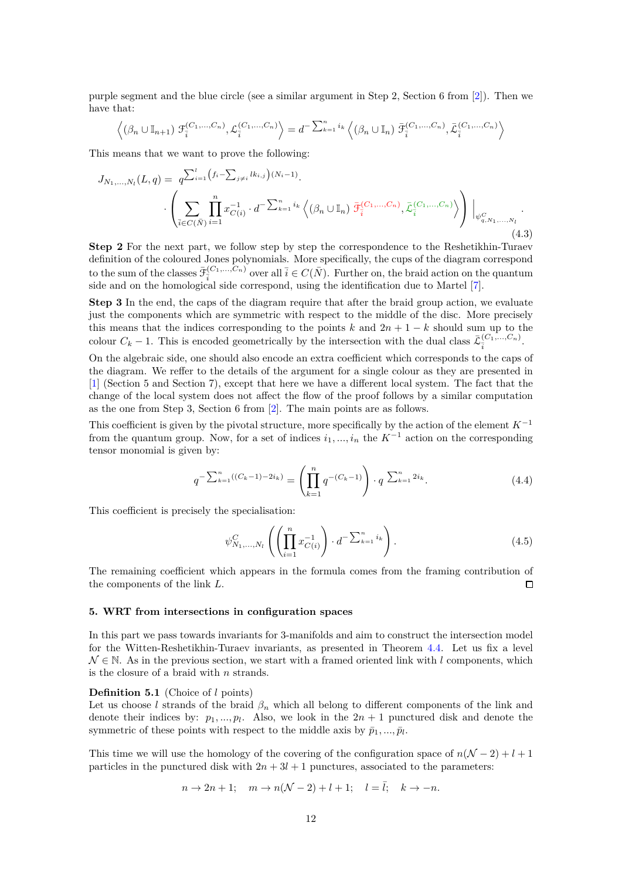purple segment and the blue circle (see a similar argument in Step 2, Section 6 from [2]). Then we have that:

$$\left\langle (\beta_n \cup \mathbb{I}_{n+1}) \; \mathscr{F}_{\bar{i}}^{(C_1,...,C_n)}, \mathscr{L}_{\bar{i}}^{(C_1,...,C_n)} \right\rangle = d^{-\sum_{k=1}^{n} i_k} \left\langle (\beta_n \cup \mathbb{I}_n) \; \bar{\mathscr{F}}_{\bar{i}}^{(C_1,...,C_n)}, \bar{\mathscr{L}}_{\bar{i}}^{(C_1,...,C_n)} \right\rangle$$

This means that we want to prove the following:

$$J_{N_1,...,N_l}(L,q) = q^{\sum_{i=1}^{l} \left(f_i - \sum_{j \neq i} lk_{i,j}\right)(N_i-1)} \cdot \\ \cdot \left( \sum_{\bar{i} \in C(\bar{N})} \prod_{i=1}^{n} x_{C(i)}^{-1} \cdot d^{-\sum_{k=1}^{n} i_k} \left\langle (\beta_n \cup \mathbb{I}_n) \; \bar{\mathscr{F}}_{\bar{i}}^{(C_1,...,C_n)}, \bar{\mathscr{L}}_{\bar{i}}^{(C_1,...,C_n)} \right\rangle \right) \Big|_{\psi^C_{q,N_1,...,N_l}}. \tag{4.3}$$

**Step 2** For the next part, we follow step by step the correspondence to the Reshetikhin-Turaev definition of the coloured Jones polynomials. More specifically, the cups of the diagram correspond to the sum of the classes $\bar{\mathscr{F}}_{\bar{i}}^{(C_1,...,C_n)}$ over all $\bar{i} \in C(\bar{N})$. Further on, the braid action on the quantum side and on the homological side correspond, using the identification due to Martel [7].

**Step 3** In the end, the caps of the diagram require that after the braid group action, we evaluate just the components which are symmetric with respect to the middle of the disc. More precisely this means that the indices corresponding to the points $k$ and $2n+1-k$ should sum up to the colour $C_k - 1$. This is encoded geometrically by the intersection with the dual class $\bar{\mathscr{L}}_{\bar{i}}^{(C_1,...,C_n)}$.

On the algebraic side, one should also encode an extra coefficient which corresponds to the caps of the diagram. We reffer to the details of the argument for a single colour as they are presented in [1] (Section 5 and Section 7), except that here we have a different local system. The fact that the change of the local system does not affect the flow of the proof follows by a similar computation as the one from Step 3, Section 6 from [2]. The main points are as follows.

This coefficient is given by the pivotal structure, more specifically by the action of the element $K^{-1}$ from the quantum group. Now, for a set of indices $i_1,...,i_n$ the $K^{-1}$ action on the corresponding tensor monomial is given by:

$$q^{-\sum_{k=1}^{n}((C_k-1)-2i_k)} = \left(\prod_{k=1}^{n} q^{-(C_k-1)}\right) \cdot q^{\sum_{k=1}^{n} 2i_k}. \tag{4.4}$$

This coefficient is precisely the specialisation:

$$\psi^C_{N_1,...,N_l}\left(\left(\prod_{i=1}^{n} x_{C(i)}^{-1}\right) \cdot d^{-\sum_{k=1}^{n} i_k}\right). \tag{4.5}$$

The remaining coefficient which appears in the formula comes from the framing contribution of the components of the link $L$. ◻

## 5. WRT from intersections in configuration spaces

In this part we pass towards invariants for 3-manifolds and aim to construct the intersection model for the Witten-Reshetikhin-Turaev invariants, as presented in Theorem 4.4. Let us fix a level $\mathcal{N} \in \mathbb{N}$. As in the previous section, we start with a framed oriented link with $l$ components, which is the closure of a braid with $n$ strands.

**Definition 5.1** (Choice of $l$ points)
Let us choose $l$ strands of the braid $\beta_n$ which all belong to different components of the link and denote their indices by: $p_1,...,p_l$. Also, we look in the $2n+1$ punctured disk and denote the symmetric of these points with respect to the middle axis by $\bar{p}_1,...,\bar{p}_l$.

This time we will use the homology of the covering of the configuration space of $n(\mathcal{N}-2)+l+1$ particles in the punctured disk with $2n+3l+1$ punctures, associated to the parameters:

$$n \to 2n+1; \quad m \to n(\mathcal{N}-2)+l+1; \quad l = \bar{l}; \quad k \to -n.$$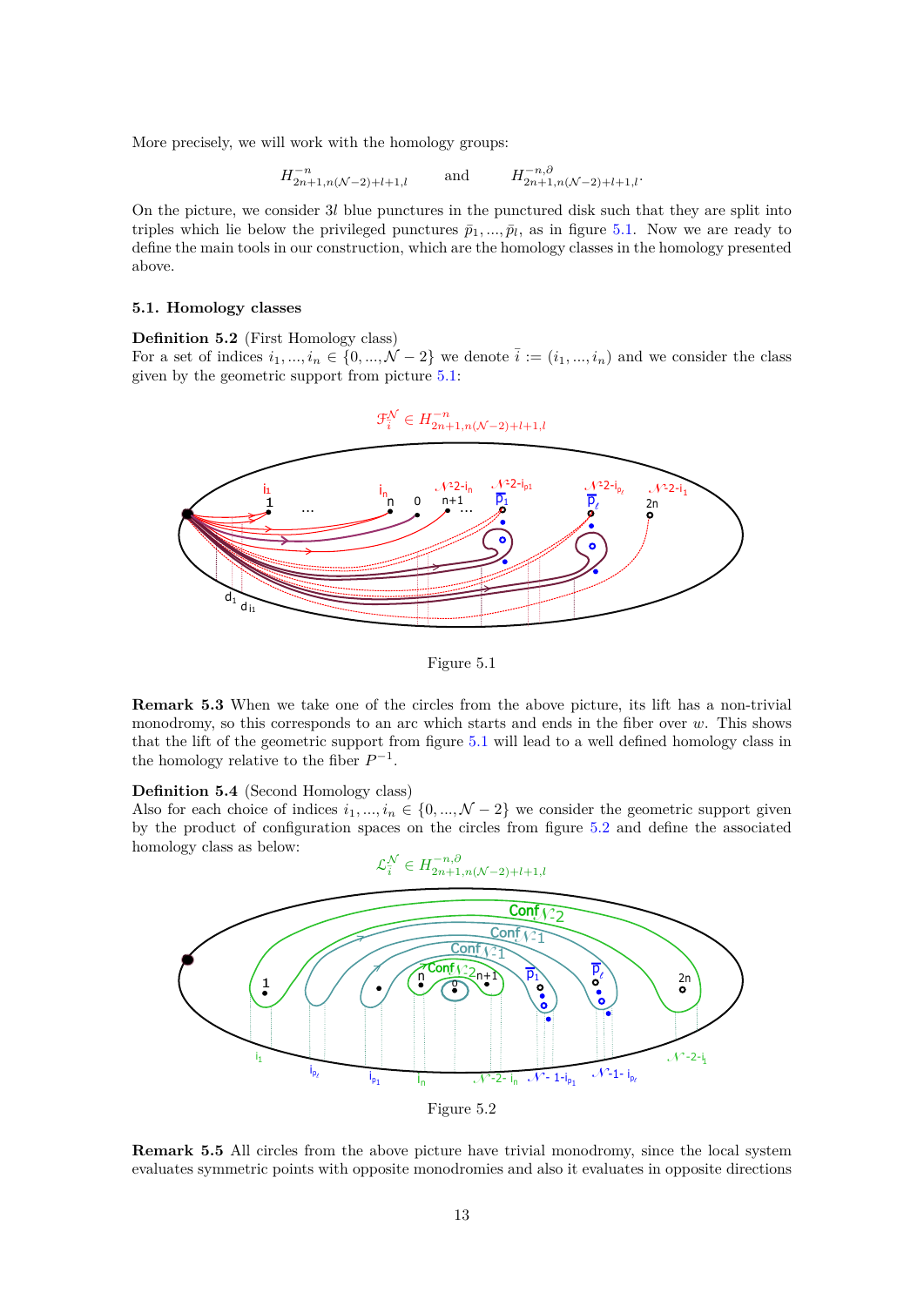More precisely, we will work with the homology groups:

$$H^{-n}_{2n+1,n(\mathcal{N}-2)+l+1,l} \qquad \text{and} \qquad H^{-n,\partial}_{2n+1,n(\mathcal{N}-2)+l+1,l}.$$

On the picture, we consider $3l$ blue punctures in the punctured disk such that they are split into triples which lie below the privileged punctures $\bar{p}_1,...,\bar{p}_l$, as in figure 5.1. Now we are ready to define the main tools in our construction, which are the homology classes in the homology presented above.

### 5.1. Homology classes

**Definition 5.2** (First Homology class)
For a set of indices $i_1,...,i_n \in \{0,...,\mathcal{N}-2\}$ we denote $\bar{i} := (i_1,...,i_n)$ and we consider the class given by the geometric support from picture 5.1:

$$\mathcal{F}^{\mathcal{N}}_{\bar{i}} \in H^{-n}_{2n+1,n(\mathcal{N}-2)+l+1,l}$$

Figure 5.1

**Remark 5.3** When we take one of the circles from the above picture, its lift has a non-trivial monodromy, so this corresponds to an arc which starts and ends in the fiber over $w$. This shows that the lift of the geometric support from figure 5.1 will lead to a well defined homology class in the homology relative to the fiber $P^{-1}$.

**Definition 5.4** (Second Homology class)
Also for each choice of indices $i_1,...,i_n \in \{0,...,\mathcal{N}-2\}$ we consider the geometric support given by the product of configuration spaces on the circles from figure 5.2 and define the associated homology class as below:

$$\mathcal{L}^{\mathcal{N}}_{\bar{i}} \in H^{-n,\partial}_{2n+1,n(\mathcal{N}-2)+l+1,l}$$

Figure 5.2

**Remark 5.5** All circles from the above picture have trivial monodromy, since the local system evaluates symmetric points with opposite monodromies and also it evaluates in opposite directions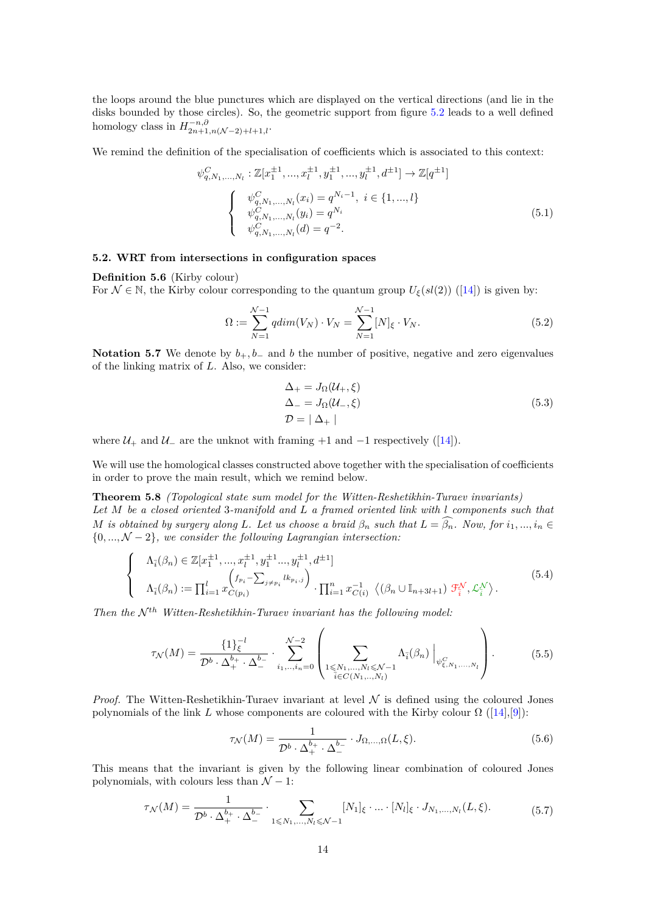the loops around the blue punctures which are displayed on the vertical directions (and lie in the disks bounded by those circles). So, the geometric support from figure 5.2 leads to a well defined homology class in $H^{-n,\partial}_{2n+1,n(\mathcal{N}-2)+l+1,l}$.

We remind the definition of the specialisation of coefficients which is associated to this context:

$$\psi^{C}_{q,N_1,...,N_l}:\mathbb{Z}[x_1^{\pm 1},...,x_l^{\pm 1},y_1^{\pm 1},...,y_l^{\pm 1},d^{\pm 1}]\rightarrow \mathbb{Z}[q^{\pm 1}]$$
$$\begin{cases} \psi^{C}_{q,N_1,...,N_l}(x_i)=q^{N_i-1}, \ i\in\{1,...,l\}\\ \psi^{C}_{q,N_1,...,N_l}(y_i)=q^{N_i}\\ \psi^{C}_{q,N_1,...,N_l}(d)=q^{-2}.\end{cases} \tag{5.1}$$

### 5.2. WRT from intersections in configuration spaces

**Definition 5.6** (Kirby colour)
For $\mathcal{N}\in\mathbb{N}$, the Kirby colour corresponding to the quantum group $U_{\xi}(sl(2))$ ([14]) is given by:

$$\Omega:=\sum_{N=1}^{\mathcal{N}-1} qdim(V_N)\cdot V_N=\sum_{N=1}^{\mathcal{N}-1}[N]_{\xi}\cdot V_N. \tag{5.2}$$

**Notation 5.7** We denote by $b_+, b_-$ and $b$ the number of positive, negative and zero eigenvalues of the linking matrix of $L$. Also, we consider:

$$\begin{aligned} &\Delta_+=J_{\Omega}(\mathcal{U}_+,\xi)\\ &\Delta_-=J_{\Omega}(\mathcal{U}_-,\xi)\\ &\mathcal{D}=\mid\Delta_+\mid \end{aligned} \tag{5.3}$$

where $\mathcal{U}_+$ and $\mathcal{U}_-$ are the unknot with framing $+1$ and $-1$ respectively ([14]).

We will use the homological classes constructed above together with the specialisation of coefficients in order to prove the main result, which we remind below.

**Theorem 5.8** *(Topological state sum model for the Witten-Reshetikhin-Turaev invariants) Let $M$ be a closed oriented 3-manifold and $L$ a framed oriented link with $l$ components such that $M$ is obtained by surgery along $L$. Let us choose a braid $\beta_n$ such that $L=\widehat{\beta_n}$. Now, for $i_1,...,i_n\in\{0,...,\mathcal{N}-2\}$, we consider the following Lagrangian intersection:*

$$\begin{cases} \Lambda_{\bar{i}}(\beta_n)\in\mathbb{Z}[x_1^{\pm 1},...,x_l^{\pm 1},y_1^{\pm 1}...,y_l^{\pm 1},d^{\pm 1}]\\ \Lambda_{\bar{i}}(\beta_n):=\prod_{i=1}^{l}x_{C(p_i)}^{\left(f_{p_i}-\sum_{j\neq p_i}lk_{p_i,j}\right)}\cdot\prod_{i=1}^{n}x_{C(i)}^{-1}\ \left\langle(\beta_n\cup\mathbb{I}_{n+3l+1})\ \mathcal{F}^{\mathcal{N}}_{\bar{i}},\mathcal{L}^{\mathcal{N}}_{\bar{i}}\right\rangle.\end{cases} \tag{5.4}$$

*Then the $\mathcal{N}^{th}$ Witten-Reshetikhin-Turaev invariant has the following model:*

$$\tau_{\mathcal{N}}(M)=\frac{\{1\}_{\xi}^{-l}}{\mathcal{D}^{b}\cdot\Delta_+^{b_+}\cdot\Delta_-^{b_-}}\cdot\sum_{i_1,..,i_n=0}^{\mathcal{N}-2}\left(\sum_{\substack{1\leqslant N_1,...,N_l\leqslant\mathcal{N}-1\\ \bar{i}\in C(N_1,..,N_l)}}\Lambda_{\bar{i}}(\beta_n)\Big|_{\psi^{C}_{\xi,N_1,...,N_l}}\right). \tag{5.5}$$

*Proof.* The Witten-Reshetikhin-Turaev invariant at level $\mathcal{N}$ is defined using the coloured Jones polynomials of the link $L$ whose components are coloured with the Kirby colour $\Omega$ ([14],[9]):

$$\tau_{\mathcal{N}}(M)=\frac{1}{\mathcal{D}^{b}\cdot\Delta_+^{b_+}\cdot\Delta_-^{b_-}}\cdot J_{\Omega,...,\Omega}(L,\xi). \tag{5.6}$$

This means that the invariant is given by the following linear combination of coloured Jones polynomials, with colours less than $\mathcal{N}-1$:

$$\tau_{\mathcal{N}}(M)=\frac{1}{\mathcal{D}^{b}\cdot\Delta_+^{b_+}\cdot\Delta_-^{b_-}}\cdot\sum_{1\leqslant N_1,...,N_l\leqslant\mathcal{N}-1}[N_1]_{\xi}\cdot...\cdot[N_l]_{\xi}\cdot J_{N_1,...,N_l}(L,\xi). \tag{5.7}$$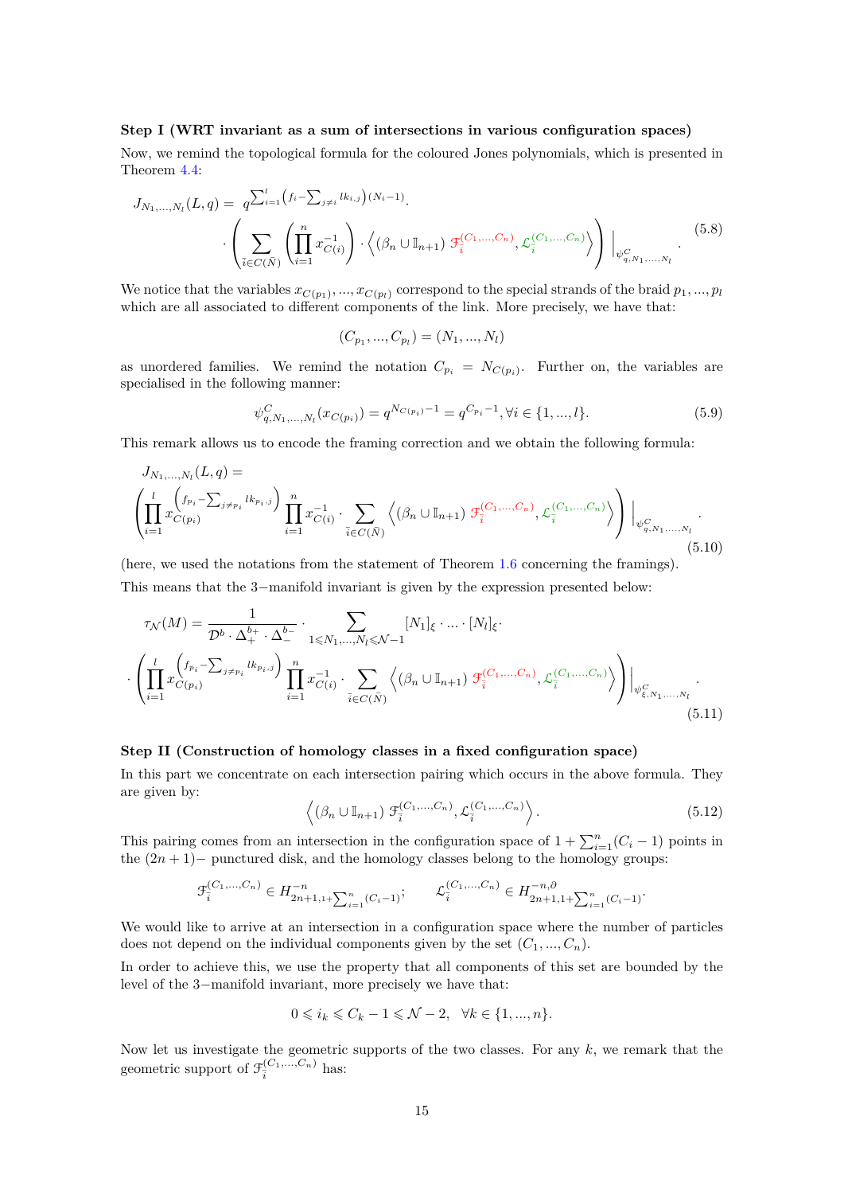**Step I (WRT invariant as a sum of intersections in various configuration spaces)**

Now, we remind the topological formula for the coloured Jones polynomials, which is presented in Theorem 4.4:

$$
\begin{aligned}
J_{N_1,...,N_l}(L,q) =\ & q^{\sum_{i=1}^{l}\left(f_i - \sum_{j\neq i} lk_{i,j}\right)(N_i-1)} \cdot \\
& \cdot \left( \sum_{\bar{i}\in C(\bar{N})} \left(\prod_{i=1}^{n} x_{C(i)}^{-1}\right) \cdot \left\langle (\beta_n \cup \mathbb{I}_{n+1})\ \mathscr{F}_{\bar{i}}^{(C_1,...,C_n)}, \mathscr{L}_{\bar{i}}^{(C_1,...,C_n)} \right\rangle \right) \Big|_{\psi^C_{q,N_1,...,N_l}}.
\end{aligned}
\tag{5.8}
$$

We notice that the variables $x_{C(p_1)},...,x_{C(p_l)}$ correspond to the special strands of the braid $p_1,...,p_l$ which are all associated to different components of the link. More precisely, we have that:

$$(C_{p_1},...,C_{p_l}) = (N_1,...,N_l)$$

as unordered families. We remind the notation $C_{p_i} = N_{C(p_i)}$. Further on, the variables are specialised in the following manner:

$$\psi^C_{q,N_1,...,N_l}(x_{C(p_i)}) = q^{N_{C(p_i)}-1} = q^{C_{p_i}-1}, \forall i \in \{1,...,l\}. \tag{5.9}$$

This remark allows us to encode the framing correction and we obtain the following formula:

$$
\begin{aligned}
& J_{N_1,...,N_l}(L,q) = \\
& \left( \prod_{i=1}^{l} x_{C(p_i)}^{\left(f_{p_i} - \sum_{j\neq p_i} lk_{p_i,j}\right)} \prod_{i=1}^{n} x_{C(i)}^{-1} \cdot \sum_{\bar{i}\in C(\bar{N})} \left\langle (\beta_n \cup \mathbb{I}_{n+1})\ \mathscr{F}_{\bar{i}}^{(C_1,...,C_n)}, \mathscr{L}_{\bar{i}}^{(C_1,...,C_n)} \right\rangle \right) \Big|_{\psi^C_{q,N_1,...,N_l}}.
\end{aligned}
\tag{5.10}
$$

(here, we used the notations from the statement of Theorem 1.6 concerning the framings).

This means that the $3-$manifold invariant is given by the expression presented below:

$$
\begin{aligned}
\tau_{\mathcal{N}}(M) =\ & \frac{1}{\mathcal{D}^b \cdot \Delta_+^{b_+} \cdot \Delta_-^{b_-}} \cdot \sum_{1\leqslant N_1,...,N_l \leqslant \mathcal{N}-1} [N_1]_\xi \cdot ... \cdot [N_l]_\xi \cdot \\
& \cdot \left( \prod_{i=1}^{l} x_{C(p_i)}^{\left(f_{p_i} - \sum_{j\neq p_i} lk_{p_i,j}\right)} \prod_{i=1}^{n} x_{C(i)}^{-1} \cdot \sum_{\bar{i}\in C(\bar{N})} \left\langle (\beta_n \cup \mathbb{I}_{n+1})\ \mathscr{F}_{\bar{i}}^{(C_1,...,C_n)}, \mathscr{L}_{\bar{i}}^{(C_1,...,C_n)} \right\rangle \right) \Big|_{\psi^C_{\xi,N_1,...,N_l}}.
\end{aligned}
\tag{5.11}
$$

**Step II (Construction of homology classes in a fixed configuration space)**

In this part we concentrate on each intersection pairing which occurs in the above formula. They are given by:

$$\left\langle (\beta_n \cup \mathbb{I}_{n+1})\ \mathscr{F}_{\bar{i}}^{(C_1,...,C_n)}, \mathscr{L}_{\bar{i}}^{(C_1,...,C_n)} \right\rangle. \tag{5.12}$$

This pairing comes from an intersection in the configuration space of $1 + \sum_{i=1}^{n}(C_i - 1)$ points in the $(2n+1)-$ punctured disk, and the homology classes belong to the homology groups:

$$\mathscr{F}_{\bar{i}}^{(C_1,...,C_n)} \in H^{-n}_{2n+1,1+\sum_{i=1}^{n}(C_i-1)}; \qquad \mathscr{L}_{\bar{i}}^{(C_1,...,C_n)} \in H^{-n,\partial}_{2n+1,1+\sum_{i=1}^{n}(C_i-1)}.$$

We would like to arrive at an intersection in a configuration space where the number of particles does not depend on the individual components given by the set $(C_1,...,C_n)$.

In order to achieve this, we use the property that all components of this set are bounded by the level of the $3-$manifold invariant, more precisely we have that:

$$0 \leqslant i_k \leqslant C_k - 1 \leqslant \mathcal{N} - 2, \quad \forall k \in \{1,...,n\}.$$

Now let us investigate the geometric supports of the two classes. For any $k$, we remark that the geometric support of $\mathscr{F}_{\bar{i}}^{(C_1,...,C_n)}$ has: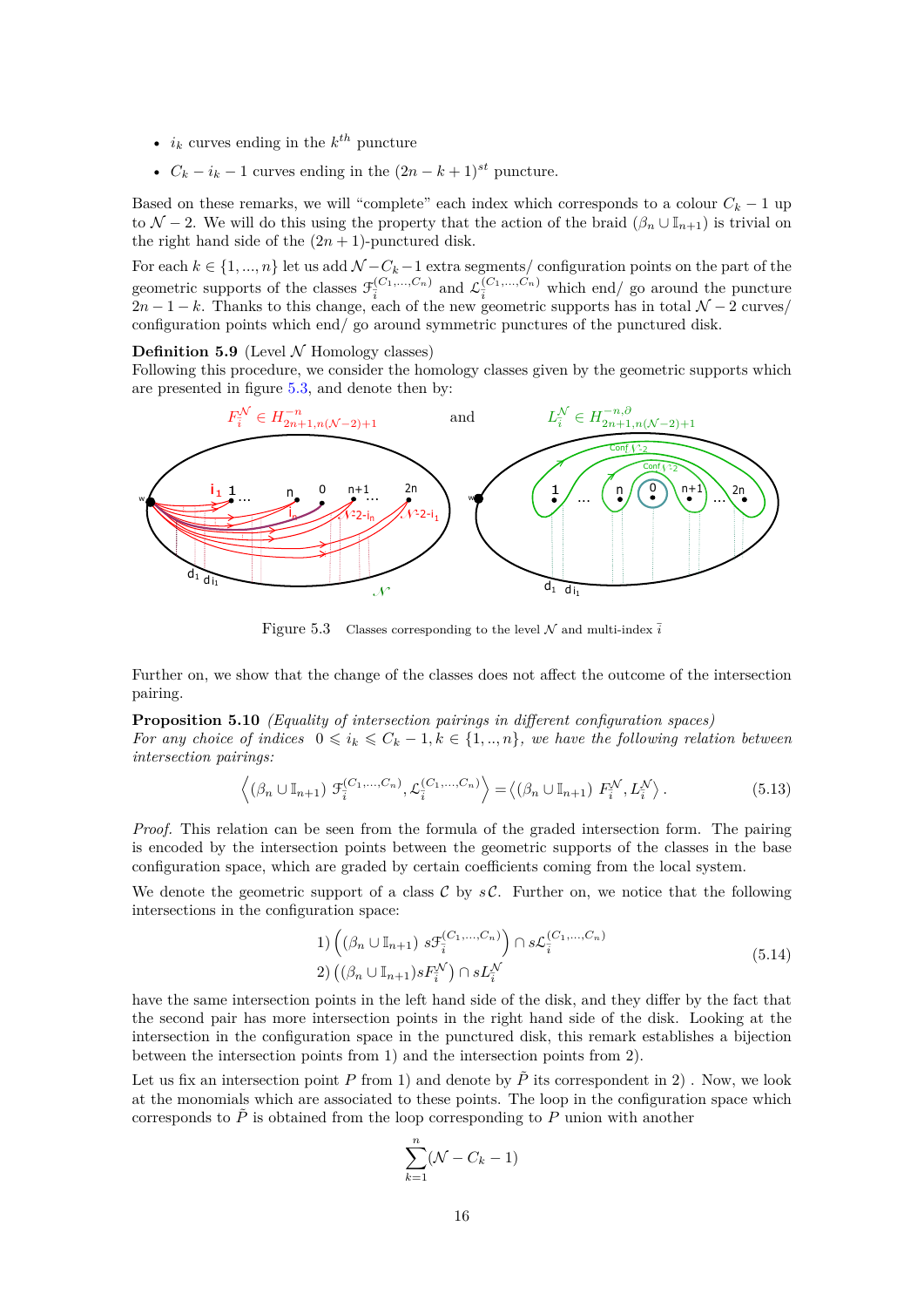- $i_k$ curves ending in the $k^{th}$ puncture
- $C_k - i_k - 1$ curves ending in the $(2n-k+1)^{st}$ puncture.

Based on these remarks, we will "complete" each index which corresponds to a colour $C_k - 1$ up to $\mathcal{N}-2$. We will do this using the property that the action of the braid $(\beta_n \cup \mathbb{I}_{n+1})$ is trivial on the right hand side of the $(2n+1)$-punctured disk.

For each $k \in \{1,...,n\}$ let us add $\mathcal{N}-C_k-1$ extra segments/ configuration points on the part of the geometric supports of the classes $\mathcal{F}_{\bar{i}}^{(C_1,...,C_n)}$ and $\mathcal{L}_{\bar{i}}^{(C_1,...,C_n)}$ which end/ go around the puncture $2n-1-k$. Thanks to this change, each of the new geometric supports has in total $\mathcal{N}-2$ curves/ configuration points which end/ go around symmetric punctures of the punctured disk.

**Definition 5.9** (Level $\mathcal{N}$ Homology classes)
Following this procedure, we consider the homology classes given by the geometric supports which are presented in figure 5.3, and denote then by:

$F_{\bar{i}}^{\mathcal{N}} \in H^{-n}_{2n+1,n(\mathcal{N}-2)+1}$ and $L_{\bar{i}}^{\mathcal{N}} \in H^{-n,\partial}_{2n+1,n(\mathcal{N}-2)+1}$

Figure 5.3 Classes corresponding to the level $\mathcal{N}$ and multi-index $\bar{i}$

Further on, we show that the change of the classes does not affect the outcome of the intersection pairing.

**Proposition 5.10** *(Equality of intersection pairings in different configuration spaces)*
*For any choice of indices $0 \leqslant i_k \leqslant C_k - 1, k \in \{1,..,n\}$, we have the following relation between intersection pairings:*

$$\left\langle (\beta_n \cup \mathbb{I}_{n+1})\ \mathcal{F}_{\bar{i}}^{(C_1,...,C_n)}, \mathcal{L}_{\bar{i}}^{(C_1,...,C_n)} \right\rangle = \left\langle (\beta_n \cup \mathbb{I}_{n+1})\ F_{\bar{i}}^{\mathcal{N}}, L_{\bar{i}}^{\mathcal{N}} \right\rangle. \tag{5.13}$$

*Proof.* This relation can be seen from the formula of the graded intersection form. The pairing is encoded by the intersection points between the geometric supports of the classes in the base configuration space, which are graded by certain coefficients coming from the local system.

We denote the geometric support of a class $\mathcal{C}$ by $s\mathcal{C}$. Further on, we notice that the following intersections in the configuration space:

$$\begin{aligned} &1) \left( (\beta_n \cup \mathbb{I}_{n+1})\ s\mathcal{F}_{\bar{i}}^{(C_1,...,C_n)} \right) \cap s\mathcal{L}_{\bar{i}}^{(C_1,...,C_n)} \\ &2) \left( (\beta_n \cup \mathbb{I}_{n+1}) sF_{\bar{i}}^{\mathcal{N}} \right) \cap sL_{\bar{i}}^{\mathcal{N}} \end{aligned} \tag{5.14}$$

have the same intersection points in the left hand side of the disk, and they differ by the fact that the second pair has more intersection points in the right hand side of the disk. Looking at the intersection in the configuration space in the punctured disk, this remark establishes a bijection between the intersection points from 1) and the intersection points from 2).

Let us fix an intersection point $P$ from 1) and denote by $\tilde{P}$ its correspondent in 2) . Now, we look at the monomials which are associated to these points. The loop in the configuration space which corresponds to $\tilde{P}$ is obtained from the loop corresponding to $P$ union with another

$$\sum_{k=1}^{n} (\mathcal{N} - C_k - 1)$$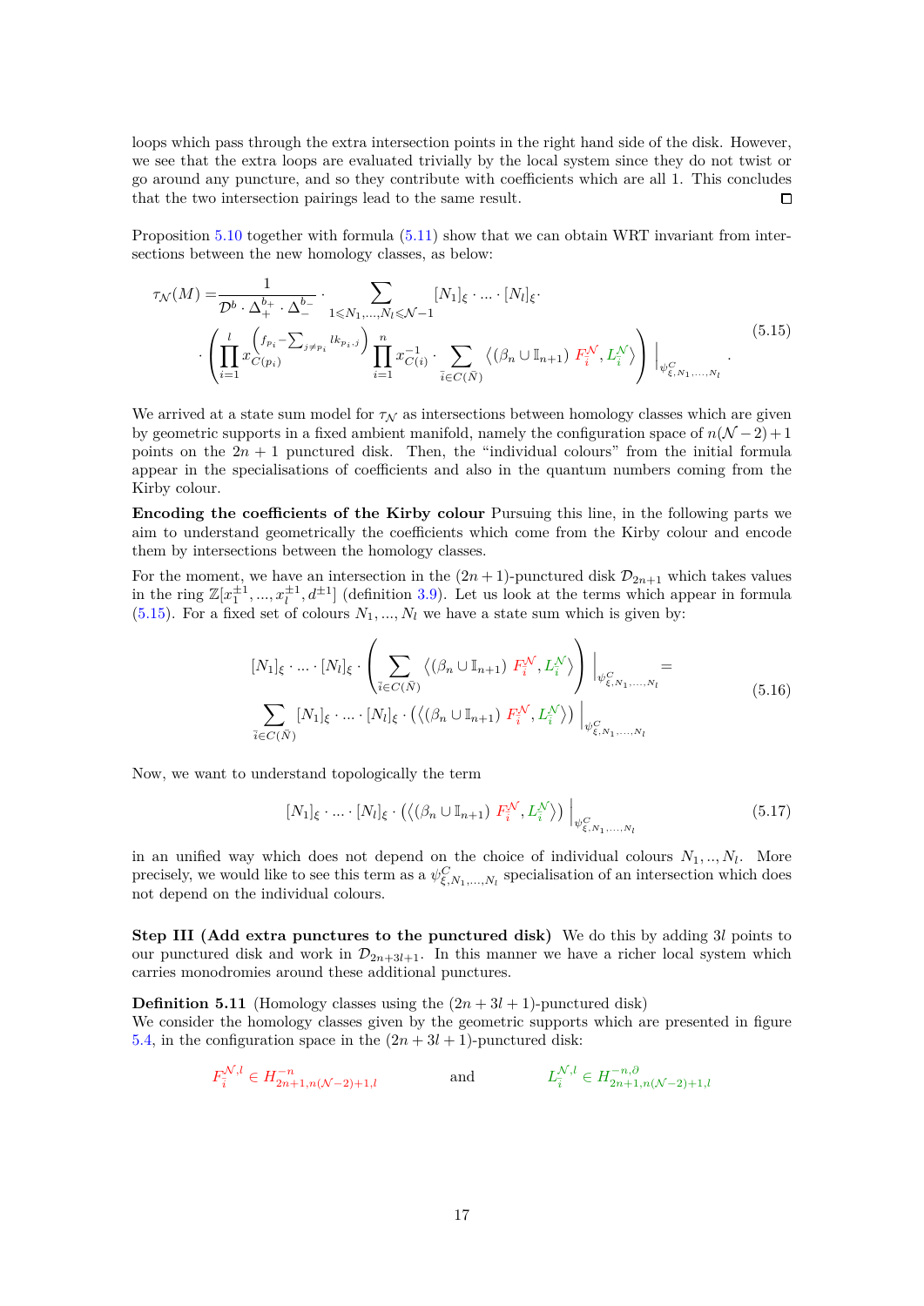loops which pass through the extra intersection points in the right hand side of the disk. However, we see that the extra loops are evaluated trivially by the local system since they do not twist or go around any puncture, and so they contribute with coefficients which are all 1. This concludes that the two intersection pairings lead to the same result. $\square$

Proposition 5.10 together with formula (5.11) show that we can obtain WRT invariant from intersections between the new homology classes, as below:

$$
\begin{aligned}
\tau_{\mathcal{N}}(M) = & \frac{1}{\mathcal{D}^b \cdot \Delta_+^{b_+} \cdot \Delta_-^{b_-}} \cdot \sum_{1 \leqslant N_1, \ldots, N_l \leqslant \mathcal{N}-1} [N_1]_\xi \cdot \ldots \cdot [N_l]_\xi \cdot \\
& \cdot \left( \prod_{i=1}^{l} x_{C(p_i)}^{\left(f_{p_i} - \sum_{j \neq p_i} lk_{p_i,j}\right)} \prod_{i=1}^{n} x_{C(i)}^{-1} \cdot \sum_{\bar{i} \in C(\bar{N})} \left\langle (\beta_n \cup \mathbb{I}_{n+1}) \; {\color{red}F_{\bar{i}}^{\mathcal{N}}}, {\color{green}L_{\bar{i}}^{\mathcal{N}}} \right\rangle \right) \Big|_{\psi^C_{\xi, N_1, \ldots, N_l}}.
\end{aligned}
\tag{5.15}
$$

We arrived at a state sum model for $\tau_{\mathcal{N}}$ as intersections between homology classes which are given by geometric supports in a fixed ambient manifold, namely the configuration space of $n(\mathcal{N}-2)+1$ points on the $2n+1$ punctured disk. Then, the "individual colours" from the initial formula appear in the specialisations of coefficients and also in the quantum numbers coming from the Kirby colour.

**Encoding the coefficients of the Kirby colour** Pursuing this line, in the following parts we aim to understand geometrically the coefficients which come from the Kirby colour and encode them by intersections between the homology classes.

For the moment, we have an intersection in the $(2n+1)$-punctured disk $\mathcal{D}_{2n+1}$ which takes values in the ring $\mathbb{Z}[x_1^{\pm 1}, \ldots, x_l^{\pm 1}, d^{\pm 1}]$ (definition 3.9). Let us look at the terms which appear in formula (5.15). For a fixed set of colours $N_1, \ldots, N_l$ we have a state sum which is given by:

$$
\begin{aligned}
& [N_1]_\xi \cdot \ldots \cdot [N_l]_\xi \cdot \left( \sum_{\bar{i} \in C(\bar{N})} \left\langle (\beta_n \cup \mathbb{I}_{n+1}) \; {\color{red}F_{\bar{i}}^{\mathcal{N}}}, {\color{green}L_{\bar{i}}^{\mathcal{N}}} \right\rangle \right) \Big|_{\psi^C_{\xi, N_1, \ldots, N_l}} = \\
& \sum_{\bar{i} \in C(\bar{N})} [N_1]_\xi \cdot \ldots \cdot [N_l]_\xi \cdot \left( \left\langle (\beta_n \cup \mathbb{I}_{n+1}) \; {\color{red}F_{\bar{i}}^{\mathcal{N}}}, {\color{green}L_{\bar{i}}^{\mathcal{N}}} \right\rangle \right) \Big|_{\psi^C_{\xi, N_1, \ldots, N_l}}
\end{aligned}
\tag{5.16}
$$

Now, we want to understand topologically the term

$$
[N_1]_\xi \cdot \ldots \cdot [N_l]_\xi \cdot \left( \left\langle (\beta_n \cup \mathbb{I}_{n+1}) \; {\color{red}F_{\bar{i}}^{\mathcal{N}}}, {\color{green}L_{\bar{i}}^{\mathcal{N}}} \right\rangle \right) \Big|_{\psi^C_{\xi, N_1, \ldots, N_l}}
\tag{5.17}
$$

in an unified way which does not depend on the choice of individual colours $N_1, .., N_l$. More precisely, we would like to see this term as a $\psi^C_{\xi, N_1, \ldots, N_l}$ specialisation of an intersection which does not depend on the individual colours.

**Step III (Add extra punctures to the punctured disk)** We do this by adding $3l$ points to our punctured disk and work in $\mathcal{D}_{2n+3l+1}$. In this manner we have a richer local system which carries monodromies around these additional punctures.

**Definition 5.11** (Homology classes using the $(2n+3l+1)$-punctured disk)
We consider the homology classes given by the geometric supports which are presented in figure 5.4, in the configuration space in the $(2n+3l+1)$-punctured disk:

$$
{\color{red}F_{\bar{i}}^{\mathcal{N},l}} \in H^{-n}_{2n+1, n(\mathcal{N}-2)+1, l} \qquad \text{and} \qquad {\color{green}L_{\bar{i}}^{\mathcal{N},l}} \in H^{-n, \partial}_{2n+1, n(\mathcal{N}-2)+1, l}
$$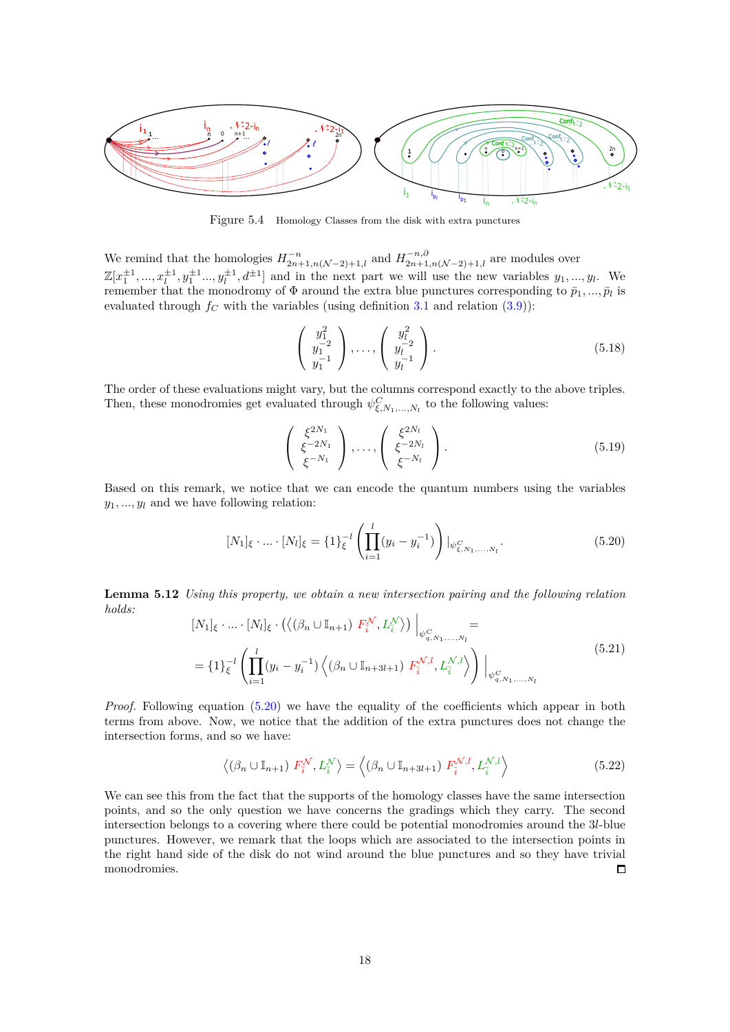Figure 5.4 Homology Classes from the disk with extra punctures

We remind that the homologies $H^{-n}_{2n+1,n(\mathcal{N}-2)+1,l}$ and $H^{-n,\partial}_{2n+1,n(\mathcal{N}-2)+1,l}$ are modules over $\mathbb{Z}[x_1^{\pm 1},...,x_l^{\pm 1},y_1^{\pm 1}...,y_l^{\pm 1},d^{\pm 1}]$ and in the next part we will use the new variables $y_1,...,y_l$. We remember that the monodromy of $\Phi$ around the extra blue punctures corresponding to $\bar{p}_1,...,\bar{p}_l$ is evaluated through $f_C$ with the variables (using definition 3.1 and relation (3.9)):

$$\begin{pmatrix} y_1^2 \\ y_1^{-2} \\ y_1^{-1} \end{pmatrix}, \ldots, \begin{pmatrix} y_l^2 \\ y_l^{-2} \\ y_l^{-1} \end{pmatrix}. \tag{5.18}$$

The order of these evaluations might vary, but the columns correspond exactly to the above triples. Then, these monodromies get evaluated through $\psi^C_{\xi,N_1,...,N_l}$ to the following values:

$$\begin{pmatrix} \xi^{2N_1} \\ \xi^{-2N_1} \\ \xi^{-N_1} \end{pmatrix}, \ldots, \begin{pmatrix} \xi^{2N_l} \\ \xi^{-2N_l} \\ \xi^{-N_l} \end{pmatrix}. \tag{5.19}$$

Based on this remark, we notice that we can encode the quantum numbers using the variables $y_1,...,y_l$ and we have following relation:

$$[N_1]_\xi \cdot ... \cdot [N_l]_\xi = \{1\}_\xi^{-l} \left( \prod_{i=1}^{l} (y_i - y_i^{-1}) \right) |_{\psi^C_{\xi,N_1,...,N_l}}. \tag{5.20}$$

**Lemma 5.12** *Using this property, we obtain a new intersection pairing and the following relation holds:*

$$\begin{aligned} &[N_1]_\xi \cdot ... \cdot [N_l]_\xi \cdot \left( \left\langle (\beta_n \cup \mathbb{I}_{n+1}) \; F_{\bar{i}}^{\mathcal{N}}, L_{\bar{i}}^{\mathcal{N}} \right\rangle \right) \Big|_{\psi^C_{q,N_1,...,N_l}} = \\ &= \{1\}_\xi^{-l} \left( \prod_{i=1}^{l} (y_i - y_i^{-1}) \left\langle (\beta_n \cup \mathbb{I}_{n+3l+1}) \; F_{\bar{i}}^{\mathcal{N},l}, L_{\bar{i}}^{\mathcal{N},l} \right\rangle \right) \Big|_{\psi^C_{q,N_1,...,N_l}} \end{aligned} \tag{5.21}$$

*Proof.* Following equation (5.20) we have the equality of the coefficients which appear in both terms from above. Now, we notice that the addition of the extra punctures does not change the intersection forms, and so we have:

$$\left\langle (\beta_n \cup \mathbb{I}_{n+1}) \; F_{\bar{i}}^{\mathcal{N}}, L_{\bar{i}}^{\mathcal{N}} \right\rangle = \left\langle (\beta_n \cup \mathbb{I}_{n+3l+1}) \; F_{\bar{i}}^{\mathcal{N},l}, L_{\bar{i}}^{\mathcal{N},l} \right\rangle \tag{5.22}$$

We can see this from the fact that the supports of the homology classes have the same intersection points, and so the only question we have concerns the gradings which they carry. The second intersection belongs to a covering where there could be potential monodromies around the $3l$-blue punctures. However, we remark that the loops which are associated to the intersection points in the right hand side of the disk do not wind around the blue punctures and so they have trivial monodromies. ∎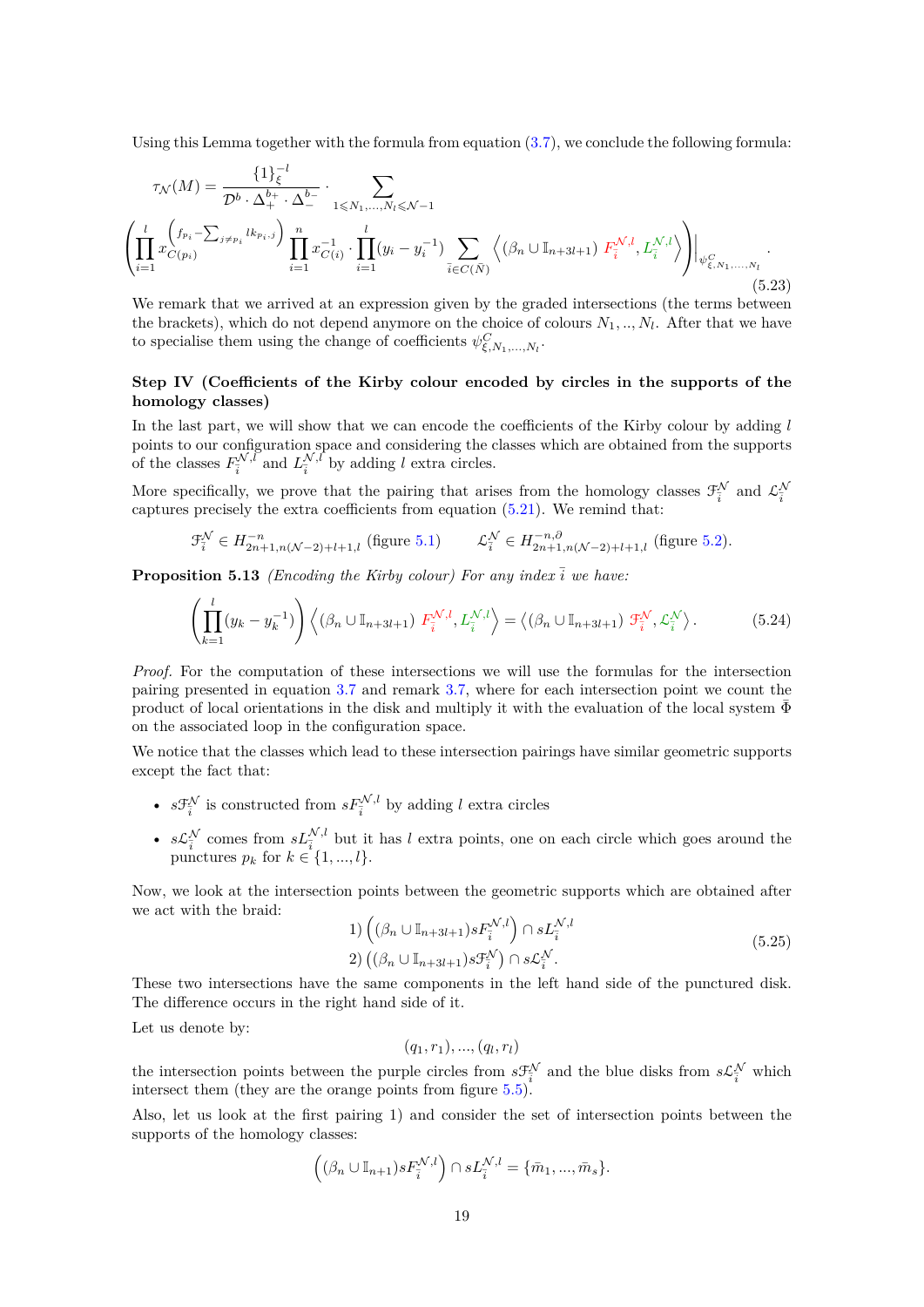Using this Lemma together with the formula from equation (3.7), we conclude the following formula:

$$\tau_{\mathcal{N}}(M) = \frac{\{1\}_{\xi}^{-l}}{\mathcal{D}^b \cdot \Delta_+^{b_+} \cdot \Delta_-^{b_-}} \cdot \sum_{1 \leqslant N_1,\dots,N_l \leqslant \mathcal{N}-1}$$

$$\left( \prod_{i=1}^{l} x_{C(p_i)}^{\left(f_{p_i} - \sum_{j \neq p_i} lk_{p_i,j}\right)} \prod_{i=1}^{n} x_{C(i)}^{-1} \cdot \prod_{i=1}^{l} (y_i - y_i^{-1}) \sum_{\bar{i} \in C(\bar{N})} \left\langle (\beta_n \cup \mathbb{I}_{n+3l+1}) \; F_{\bar{i}}^{\mathcal{N},l}, L_{\bar{i}}^{\mathcal{N},l} \right\rangle \right) \Big|_{\psi^C_{\xi,N_1,\dots,N_l}}. \tag{5.23}$$

We remark that we arrived at an expression given by the graded intersections (the terms between the brackets), which do not depend anymore on the choice of colours $N_1, .., N_l$. After that we have to specialise them using the change of coefficients $\psi^C_{\xi,N_1,\dots,N_l}$.

**Step IV (Coefficients of the Kirby colour encoded by circles in the supports of the homology classes)**

In the last part, we will show that we can encode the coefficients of the Kirby colour by adding $l$ points to our configuration space and considering the classes which are obtained from the supports of the classes $F_{\bar{i}}^{\mathcal{N},l}$ and $L_{\bar{i}}^{\mathcal{N},l}$ by adding $l$ extra circles.

More specifically, we prove that the pairing that arises from the homology classes $\mathscr{F}_{\bar{i}}^{\mathcal{N}}$ and $\mathscr{L}_{\bar{i}}^{\mathcal{N}}$ captures precisely the extra coefficients from equation (5.21). We remind that:

$$\mathscr{F}_{\bar{i}}^{\mathcal{N}} \in H^{-n}_{2n+1,n(\mathcal{N}-2)+l+1,l} \text{ (figure 5.1)} \qquad \mathscr{L}_{\bar{i}}^{\mathcal{N}} \in H^{-n,\partial}_{2n+1,n(\mathcal{N}-2)+l+1,l} \text{ (figure 5.2)}.$$

**Proposition 5.13** *(Encoding the Kirby colour) For any index $\bar{i}$ we have:*

$$\left( \prod_{k=1}^{l} (y_k - y_k^{-1}) \right) \left\langle (\beta_n \cup \mathbb{I}_{n+3l+1}) \; F_{\bar{i}}^{\mathcal{N},l}, L_{\bar{i}}^{\mathcal{N},l} \right\rangle = \left\langle (\beta_n \cup \mathbb{I}_{n+3l+1}) \; \mathscr{F}_{\bar{i}}^{\mathcal{N}}, \mathscr{L}_{\bar{i}}^{\mathcal{N}} \right\rangle. \tag{5.24}$$

*Proof.* For the computation of these intersections we will use the formulas for the intersection pairing presented in equation 3.7 and remark 3.7, where for each intersection point we count the product of local orientations in the disk and multiply it with the evaluation of the local system $\bar{\Phi}$ on the associated loop in the configuration space.

We notice that the classes which lead to these intersection pairings have similar geometric supports except the fact that:

- $s\mathscr{F}_{\bar{i}}^{\mathcal{N}}$ is constructed from $sF_{\bar{i}}^{\mathcal{N},l}$ by adding $l$ extra circles
- $s\mathscr{L}_{\bar{i}}^{\mathcal{N}}$ comes from $sL_{\bar{i}}^{\mathcal{N},l}$ but it has $l$ extra points, one on each circle which goes around the punctures $p_k$ for $k \in \{1, ..., l\}$.

Now, we look at the intersection points between the geometric supports which are obtained after we act with the braid:

$$\begin{aligned} 1) \left( (\beta_n \cup \mathbb{I}_{n+3l+1}) sF_{\bar{i}}^{\mathcal{N},l} \right) \cap sL_{\bar{i}}^{\mathcal{N},l} \\ 2) \left( (\beta_n \cup \mathbb{I}_{n+3l+1}) s\mathscr{F}_{\bar{i}}^{\mathcal{N}} \right) \cap s\mathscr{L}_{\bar{i}}^{\mathcal{N}}. \end{aligned} \tag{5.25}$$

These two intersections have the same components in the left hand side of the punctured disk. The difference occurs in the right hand side of it.

Let us denote by:

$$(q_1, r_1), ..., (q_l, r_l)$$

the intersection points between the purple circles from $s\mathscr{F}_{\bar{i}}^{\mathcal{N}}$ and the blue disks from $s\mathscr{L}_{\bar{i}}^{\mathcal{N}}$ which intersect them (they are the orange points from figure 5.5).

Also, let us look at the first pairing 1) and consider the set of intersection points between the supports of the homology classes:

$$\left( (\beta_n \cup \mathbb{I}_{n+1}) sF_{\bar{i}}^{\mathcal{N},l} \right) \cap sL_{\bar{i}}^{\mathcal{N},l} = \{\bar{m}_1, ..., \bar{m}_s\}.$$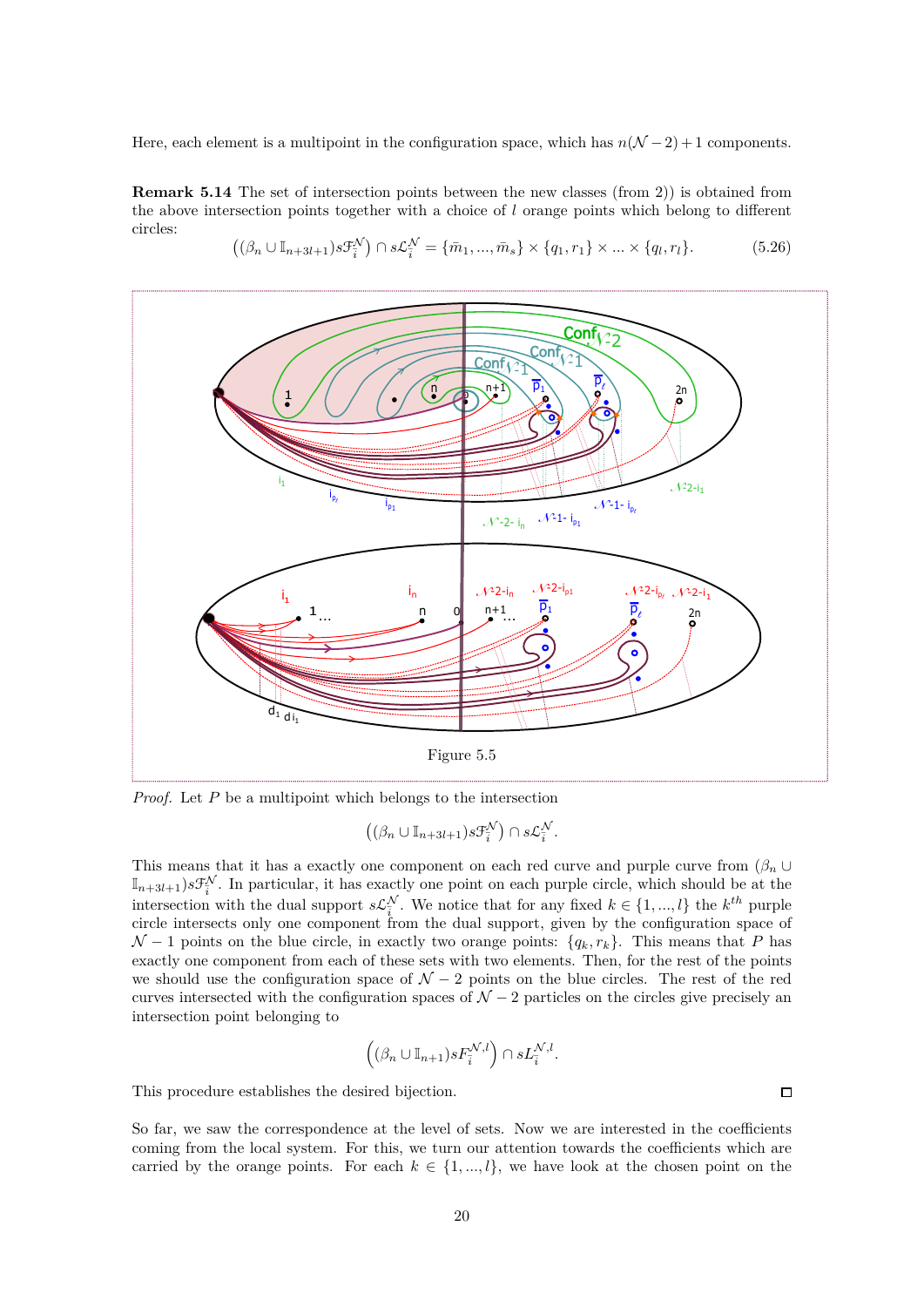Here, each element is a multipoint in the configuration space, which has $n(\mathcal{N}-2)+1$ components.

**Remark 5.14** The set of intersection points between the new classes (from 2)) is obtained from the above intersection points together with a choice of $l$ orange points which belong to different circles:

$$\left((\beta_n \cup \mathbb{I}_{n+3l+1})s\mathcal{F}_{\bar{i}}^{\mathcal{N}}\right) \cap s\mathcal{L}_{\bar{i}}^{\mathcal{N}} = \{\bar{m}_1, ..., \bar{m}_s\} \times \{q_1, r_1\} \times ... \times \{q_l, r_l\}. \tag{5.26}$$

Figure 5.5

*Proof.* Let $P$ be a multipoint which belongs to the intersection

$$\left((\beta_n \cup \mathbb{I}_{n+3l+1})s\mathcal{F}_{\bar{i}}^{\mathcal{N}}\right) \cap s\mathcal{L}_{\bar{i}}^{\mathcal{N}}.$$

This means that it has a exactly one component on each red curve and purple curve from $(\beta_n \cup \mathbb{I}_{n+3l+1})s\mathcal{F}_{\bar{i}}^{\mathcal{N}}$. In particular, it has exactly one point on each purple circle, which should be at the intersection with the dual support $s\mathcal{L}_{\bar{i}}^{\mathcal{N}}$. We notice that for any fixed $k \in \{1, ..., l\}$ the $k^{th}$ purple circle intersects only one component from the dual support, given by the configuration space of $\mathcal{N}-1$ points on the blue circle, in exactly two orange points: $\{q_k, r_k\}$. This means that $P$ has exactly one component from each of these sets with two elements. Then, for the rest of the points we should use the configuration space of $\mathcal{N}-2$ points on the blue circles. The rest of the red curves intersected with the configuration spaces of $\mathcal{N}-2$ particles on the circles give precisely an intersection point belonging to

$$\left((\beta_n \cup \mathbb{I}_{n+1})sF_{\bar{i}}^{\mathcal{N},l}\right) \cap sL_{\bar{i}}^{\mathcal{N},l}.$$

This procedure establishes the desired bijection. $\square$

So far, we saw the correspondence at the level of sets. Now we are interested in the coefficients coming from the local system. For this, we turn our attention towards the coefficients which are carried by the orange points. For each $k \in \{1, ..., l\}$, we have look at the chosen point on the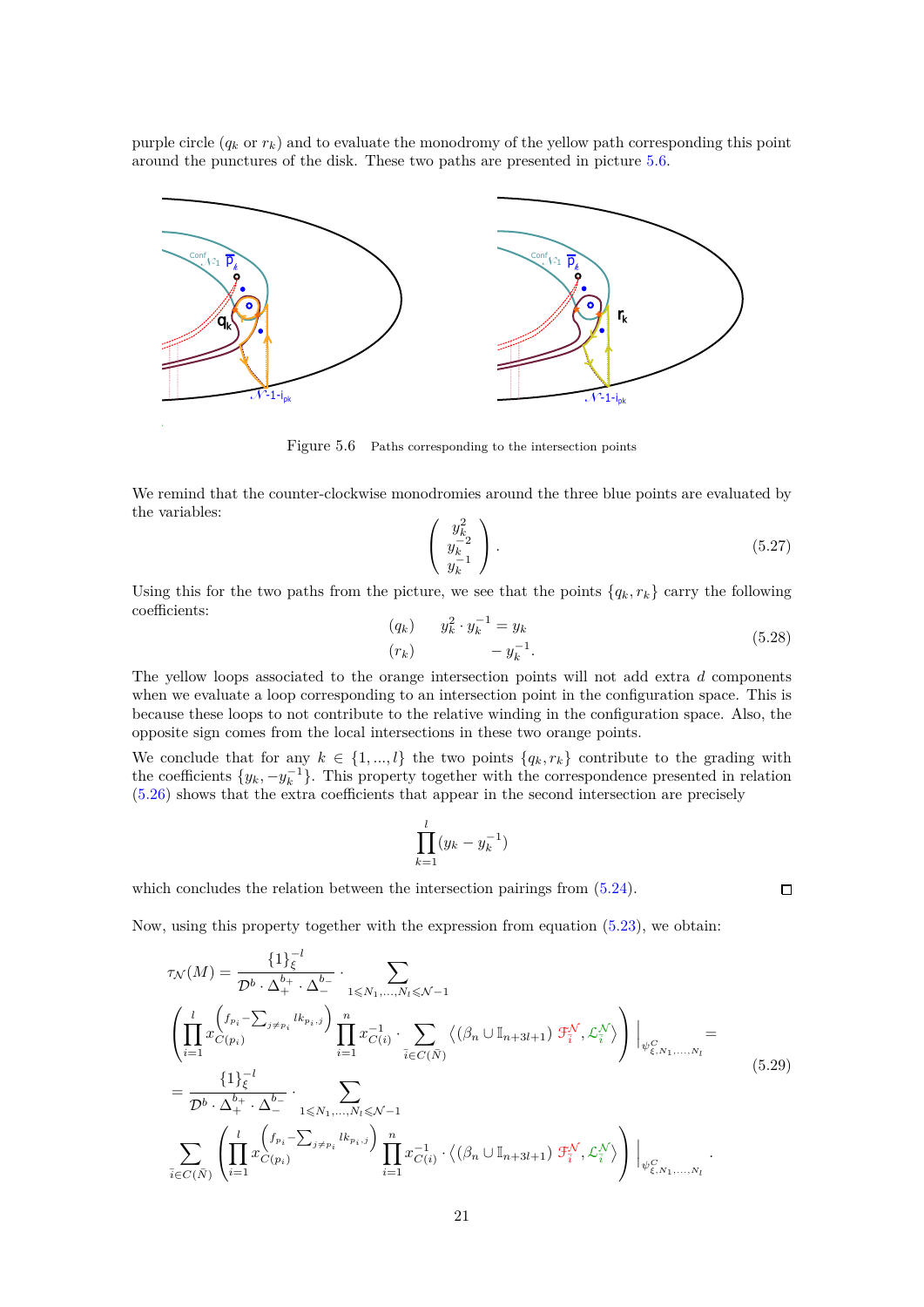purple circle ($q_k$ or $r_k$) and to evaluate the monodromy of the yellow path corresponding this point around the punctures of the disk. These two paths are presented in picture 5.6.

Figure 5.6 Paths corresponding to the intersection points

We remind that the counter-clockwise monodromies around the three blue points are evaluated by the variables:

$$\begin{pmatrix} y_k^2 \\ y_k^{-2} \\ y_k^{-1} \end{pmatrix}. \tag{5.27}$$

Using this for the two paths from the picture, we see that the points $\{q_k, r_k\}$ carry the following coefficients:

$$\begin{aligned} &(q_k) \qquad y_k^2 \cdot y_k^{-1} = y_k \\ &(r_k) \qquad\qquad -y_k^{-1}. \end{aligned} \tag{5.28}$$

The yellow loops associated to the orange intersection points will not add extra $d$ components when we evaluate a loop corresponding to an intersection point in the configuration space. This is because these loops to not contribute to the relative winding in the configuration space. Also, the opposite sign comes from the local intersections in these two orange points.

We conclude that for any $k \in \{1,...,l\}$ the two points $\{q_k, r_k\}$ contribute to the grading with the coefficients $\{y_k, -y_k^{-1}\}$. This property together with the correspondence presented in relation (5.26) shows that the extra coefficients that appear in the second intersection are precisely

$$\prod_{k=1}^{l} (y_k - y_k^{-1})$$

which concludes the relation between the intersection pairings from (5.24). $\square$

Now, using this property together with the expression from equation (5.23), we obtain:

$$\begin{aligned}
\tau_{\mathcal{N}}(M) &= \frac{\{1\}_\xi^{-l}}{\mathcal{D}^b \cdot \Delta_+^{b_+} \cdot \Delta_-^{b_-}} \cdot \sum_{1 \leqslant N_1,...,N_l \leqslant \mathcal{N}-1} \\
&\left( \prod_{i=1}^{l} x_{C(p_i)}^{\left(f_{p_i} - \sum_{j \neq p_i} lk_{p_i,j}\right)} \prod_{i=1}^{n} x_{C(i)}^{-1} \cdot \sum_{\bar{i} \in C(\bar{N})} \left\langle (\beta_n \cup \mathbb{I}_{n+3l+1})\ \mathscr{F}_{\bar{i}}^{\mathcal{N}}, \mathscr{L}_{\bar{i}}^{\mathcal{N}} \right\rangle \right) \Big|_{\psi^C_{\xi,N_1,...,N_l}} = \\
&= \frac{\{1\}_\xi^{-l}}{\mathcal{D}^b \cdot \Delta_+^{b_+} \cdot \Delta_-^{b_-}} \cdot \sum_{1 \leqslant N_1,...,N_l \leqslant \mathcal{N}-1} \\
&\sum_{\bar{i} \in C(\bar{N})} \left( \prod_{i=1}^{l} x_{C(p_i)}^{\left(f_{p_i} - \sum_{j \neq p_i} lk_{p_i,j}\right)} \prod_{i=1}^{n} x_{C(i)}^{-1} \cdot \left\langle (\beta_n \cup \mathbb{I}_{n+3l+1})\ \mathscr{F}_{\bar{i}}^{\mathcal{N}}, \mathscr{L}_{\bar{i}}^{\mathcal{N}} \right\rangle \right) \Big|_{\psi^C_{\xi,N_1,...,N_l}}.
\end{aligned} \tag{5.29}$$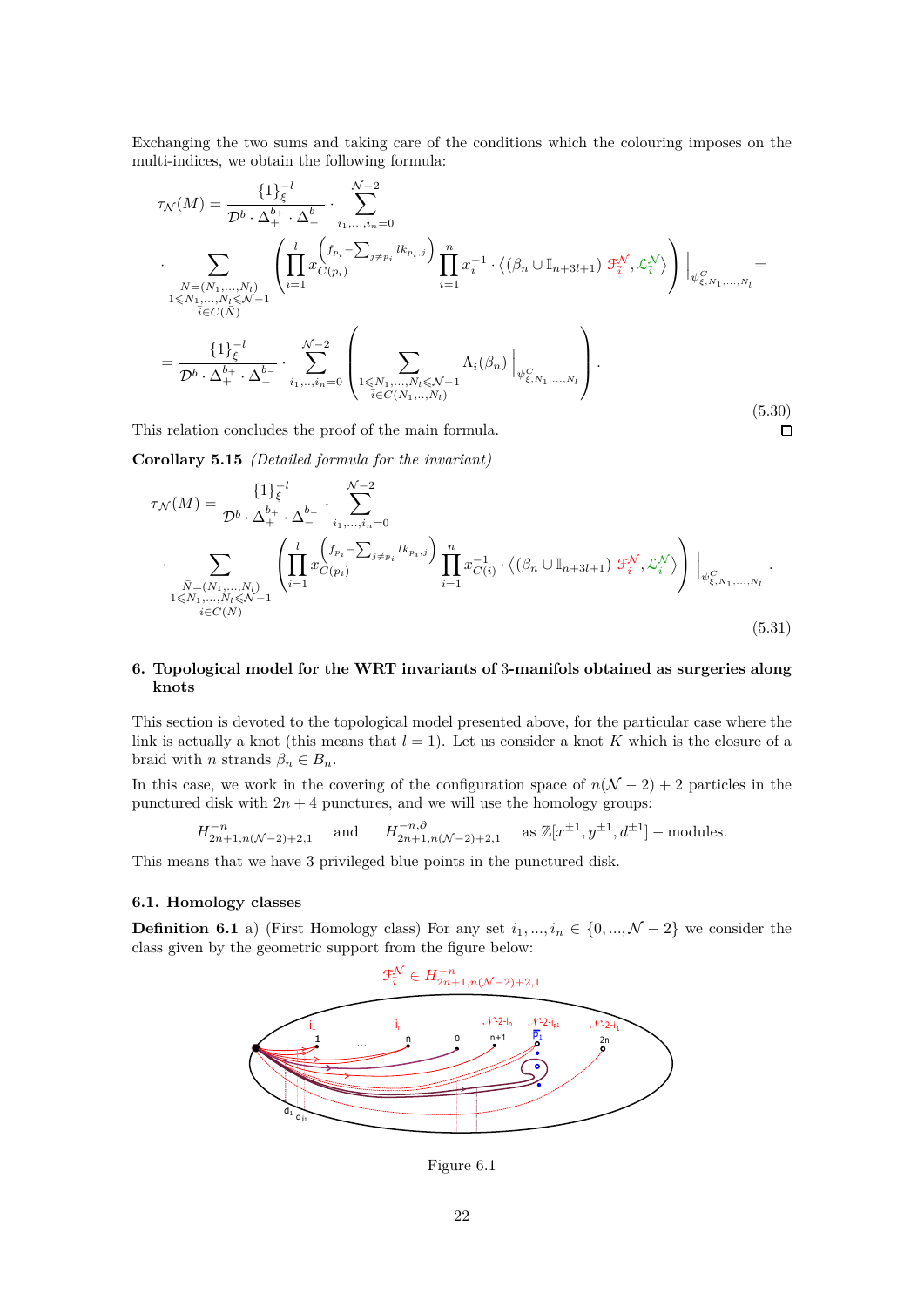Exchanging the two sums and taking care of the conditions which the colouring imposes on the multi-indices, we obtain the following formula:

$$\tau_{\mathcal{N}}(M) = \frac{\{1\}_{\xi}^{-l}}{\mathcal{D}^b \cdot \Delta_+^{b_+} \cdot \Delta_-^{b_-}} \cdot \sum_{i_1,\dots,i_n=0}^{\mathcal{N}-2}$$

$$\cdot \sum_{\substack{\bar{N}=(N_1,\dots,N_l)\\ 1\leqslant N_1,\dots,N_l \leqslant \mathcal{N}-1\\ \bar{i}\in C(\bar{N})}} \left( \prod_{i=1}^{l} x_{C(p_i)}^{\left(f_{p_i} - \sum_{j\neq p_i} lk_{p_i,j}\right)} \prod_{i=1}^{n} x_i^{-1} \cdot \left\langle (\beta_n \cup \mathbb{I}_{n+3l+1}) \ \color{red}{\mathscr{F}_{\bar{i}}^{\mathcal{N}}}, \color{green}{\mathscr{L}_{\bar{i}}^{\mathcal{N}}} \right\rangle \right) \Big|_{\psi^C_{\xi,N_1,\dots,N_l}} =$$

$$= \frac{\{1\}_{\xi}^{-l}}{\mathcal{D}^b \cdot \Delta_+^{b_+} \cdot \Delta_-^{b_-}} \cdot \sum_{i_1,\dots,i_n=0}^{\mathcal{N}-2} \left( \sum_{\substack{1\leqslant N_1,\dots,N_l\leqslant \mathcal{N}-1\\ \bar{i}\in C(N_1,\dots,N_l)}} \Lambda_{\bar{i}}(\beta_n) \Big|_{\psi^C_{\xi,N_1,\dots,N_l}} \right). \tag{5.30}$$

This relation concludes the proof of the main formula. □

**Corollary 5.15** *(Detailed formula for the invariant)*

$$\tau_{\mathcal{N}}(M) = \frac{\{1\}_{\xi}^{-l}}{\mathcal{D}^b \cdot \Delta_+^{b_+} \cdot \Delta_-^{b_-}} \cdot \sum_{i_1,\dots,i_n=0}^{\mathcal{N}-2}$$

$$\cdot \sum_{\substack{\bar{N}=(N_1,\dots,N_l)\\ 1\leqslant N_1,\dots,N_l \leqslant \mathcal{N}-1\\ \bar{i}\in C(\bar{N})}} \left( \prod_{i=1}^{l} x_{C(p_i)}^{\left(f_{p_i} - \sum_{j\neq p_i} lk_{p_i,j}\right)} \prod_{i=1}^{n} x_{C(i)}^{-1} \cdot \left\langle (\beta_n \cup \mathbb{I}_{n+3l+1}) \ \color{red}{\mathscr{F}_{\bar{i}}^{\mathcal{N}}}, \color{green}{\mathscr{L}_{\bar{i}}^{\mathcal{N}}} \right\rangle \right) \Big|_{\psi^C_{\xi,N_1,\dots,N_l}}. \tag{5.31}$$

## 6. Topological model for the WRT invariants of 3-manifols obtained as surgeries along knots

This section is devoted to the topological model presented above, for the particular case where the link is actually a knot (this means that $l = 1$). Let us consider a knot $K$ which is the closure of a braid with $n$ strands $\beta_n \in B_n$.

In this case, we work in the covering of the configuration space of $n(\mathcal{N}-2)+2$ particles in the punctured disk with $2n+4$ punctures, and we will use the homology groups:

$$H^{-n}_{2n+1,n(\mathcal{N}-2)+2,1} \quad \text{and} \quad H^{-n,\partial}_{2n+1,n(\mathcal{N}-2)+2,1} \quad \text{as } \mathbb{Z}[x^{\pm 1}, y^{\pm 1}, d^{\pm 1}] - \text{modules}.$$

This means that we have 3 privileged blue points in the punctured disk.

### 6.1. Homology classes

**Definition 6.1** a) (First Homology class) For any set $i_1,\dots,i_n \in \{0,\dots,\mathcal{N}-2\}$ we consider the class given by the geometric support from the figure below:

$\mathscr{F}_{\bar{i}}^{\mathcal{N}} \in H^{-n}_{2n+1,n(\mathcal{N}-2)+2,1}$

Figure 6.1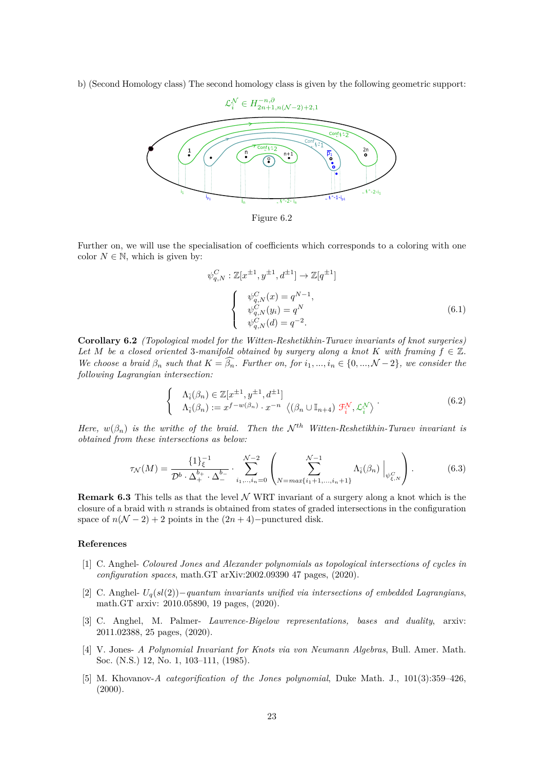b) (Second Homology class) The second homology class is given by the following geometric support:

$\mathcal{L}_{\bar{i}}^{\mathcal{N}} \in H^{-n,\partial}_{2n+1,n(\mathcal{N}-2)+2,1}$

Figure 6.2

Further on, we will use the specialisation of coefficients which corresponds to a coloring with one color $N \in \mathbb{N}$, which is given by:

$$\psi^C_{q,N} : \mathbb{Z}[x^{\pm 1}, y^{\pm 1}, d^{\pm 1}] \to \mathbb{Z}[q^{\pm 1}]$$

$$\begin{cases} \psi^C_{q,N}(x) = q^{N-1}, \\ \psi^C_{q,N}(y_i) = q^N \\ \psi^C_{q,N}(d) = q^{-2}. \end{cases} \tag{6.1}$$

**Corollary 6.2** *(Topological model for the Witten-Reshetikhin-Turaev invariants of knot surgeries) Let $M$ be a closed oriented 3-manifold obtained by surgery along a knot $K$ with framing $f \in \mathbb{Z}$. We choose a braid $\beta_n$ such that $K = \widehat{\beta_n}$. Further on, for $i_1, ..., i_n \in \{0, ..., \mathcal{N}-2\}$, we consider the following Lagrangian intersection:*

$$\begin{cases} \Lambda_{\bar{i}}(\beta_n) \in \mathbb{Z}[x^{\pm 1}, y^{\pm 1}, d^{\pm 1}] \\ \Lambda_{\bar{i}}(\beta_n) := x^{f-w(\beta_n)} \cdot x^{-n} \left\langle (\beta_n \cup \mathbb{I}_{n+4}) \; \mathscr{F}_{\bar{i}}^{\mathcal{N}}, \mathcal{L}_{\bar{i}}^{\mathcal{N}} \right\rangle \end{cases}. \tag{6.2}$$

*Here, $w(\beta_n)$ is the writhe of the braid. Then the $\mathcal{N}^{th}$ Witten-Reshetikhin-Turaev invariant is obtained from these intersections as below:*

$$\tau_{\mathcal{N}}(M) = \frac{\{1\}_{\xi}^{-1}}{\mathcal{D}^b \cdot \Delta_+^{b_+} \cdot \Delta_-^{b_-}} \cdot \sum_{i_1,...,i_n=0}^{\mathcal{N}-2} \left( \sum_{N=max\{i_1+1,...,i_n+1\}}^{\mathcal{N}-1} \Lambda_{\bar{i}}(\beta_n) \Big|_{\psi^C_{\xi,N}} \right). \tag{6.3}$$

**Remark 6.3** This tells as that the level $\mathcal{N}$ WRT invariant of a surgery along a knot which is the closure of a braid with $n$ strands is obtained from states of graded intersections in the configuration space of $n(\mathcal{N}-2)+2$ points in the $(2n+4)-$punctured disk.

## References

[1] C. Anghel- *Coloured Jones and Alexander polynomials as topological intersections of cycles in configuration spaces*, math.GT arXiv:2002.09390 47 pages, (2020).

[2] C. Anghel- *$U_q(sl(2))-$quantum invariants unified via intersections of embedded Lagrangians*, math.GT arxiv: 2010.05890, 19 pages, (2020).

[3] C. Anghel, M. Palmer- *Lawrence-Bigelow representations, bases and duality*, arxiv: 2011.02388, 25 pages, (2020).

[4] V. Jones- *A Polynomial Invariant for Knots via von Neumann Algebras*, Bull. Amer. Math. Soc. (N.S.) 12, No. 1, 103–111, (1985).

[5] M. Khovanov-*A categorification of the Jones polynomial*, Duke Math. J., 101(3):359–426, (2000).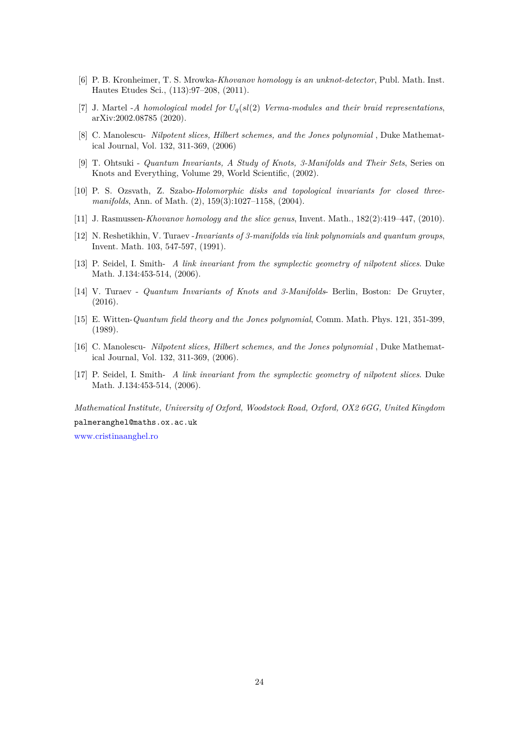[6] P. B. Kronheimer, T. S. Mrowka-*Khovanov homology is an unknot-detector*, Publ. Math. Inst. Hautes Etudes Sci., (113):97–208, (2011).

[7] J. Martel -*A homological model for $U_q(sl(2)$ Verma-modules and their braid representations*, arXiv:2002.08785 (2020).

[8] C. Manolescu- *Nilpotent slices, Hilbert schemes, and the Jones polynomial* , Duke Mathematical Journal, Vol. 132, 311-369, (2006)

[9] T. Ohtsuki - *Quantum Invariants, A Study of Knots, 3-Manifolds and Their Sets*, Series on Knots and Everything, Volume 29, World Scientific, (2002).

[10] P. S. Ozsvath, Z. Szabo-*Holomorphic disks and topological invariants for closed three-manifolds*, Ann. of Math. (2), 159(3):1027–1158, (2004).

[11] J. Rasmussen-*Khovanov homology and the slice genus*, Invent. Math., 182(2):419–447, (2010).

[12] N. Reshetikhin, V. Turaev -*Invariants of 3-manifolds via link polynomials and quantum groups*, Invent. Math. 103, 547-597, (1991).

[13] P. Seidel, I. Smith- *A link invariant from the symplectic geometry of nilpotent slices*. Duke Math. J.134:453-514, (2006).

[14] V. Turaev - *Quantum Invariants of Knots and 3-Manifolds*- Berlin, Boston: De Gruyter, (2016).

[15] E. Witten-*Quantum field theory and the Jones polynomial*, Comm. Math. Phys. 121, 351-399, (1989).

[16] C. Manolescu- *Nilpotent slices, Hilbert schemes, and the Jones polynomial* , Duke Mathematical Journal, Vol. 132, 311-369, (2006).

[17] P. Seidel, I. Smith- *A link invariant from the symplectic geometry of nilpotent slices*. Duke Math. J.134:453-514, (2006).

*Mathematical Institute, University of Oxford, Woodstock Road, Oxford, OX2 6GG, United Kingdom*

palmeranghel@maths.ox.ac.uk

www.cristinaanghel.ro